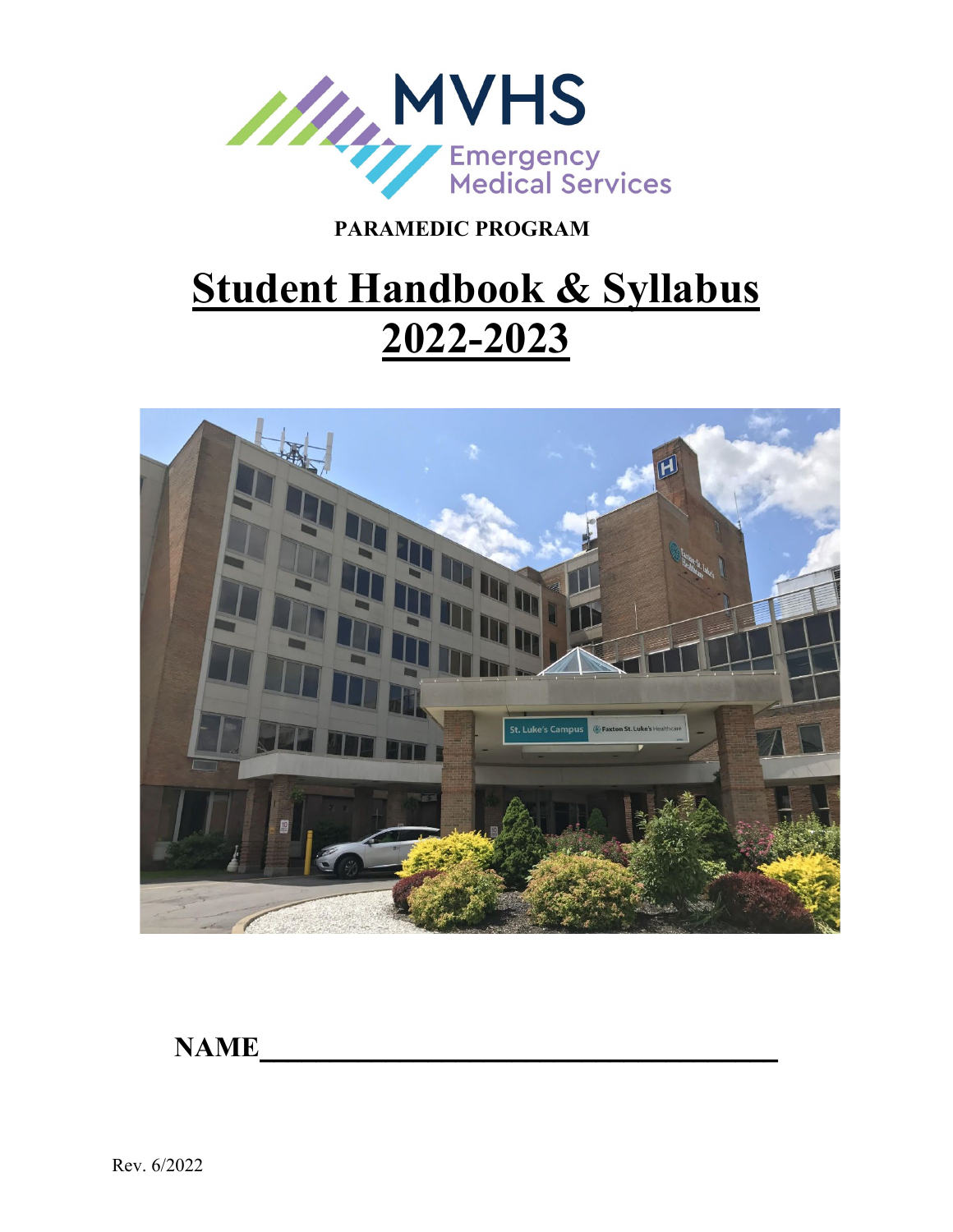MVHS

Emergency Medical Services

**PARAMEDIC PROGRAM**

# Student Handbook & Syllabus 2022-2023

**NAME**\_\_\_\_\_\_\_\_\_\_\_\_\_\_\_\_\_\_\_\_\_\_\_\_\_\_\_\_\_\_\_\_\_\_\_\_

Rev. 6/2022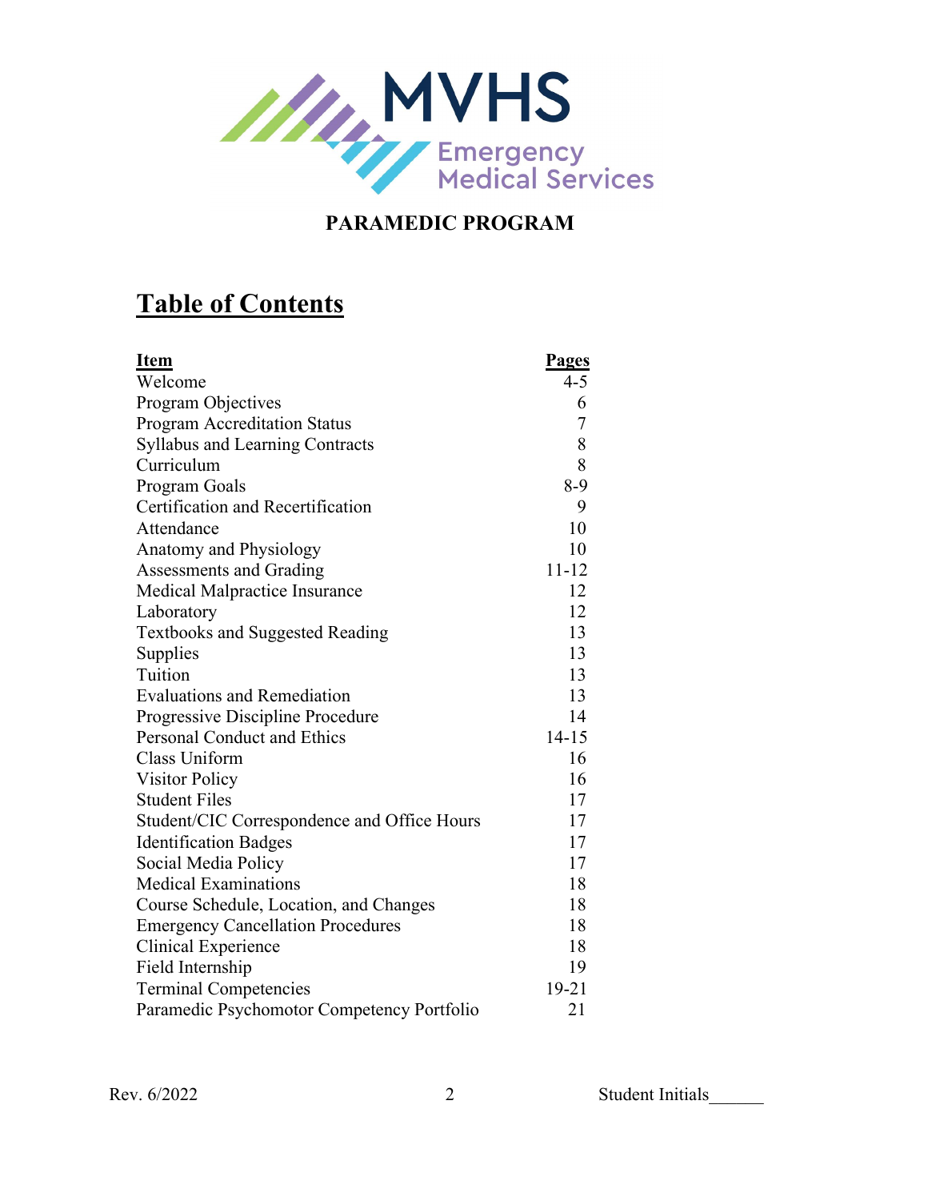MVHS Emergency Medical Services

**PARAMEDIC PROGRAM**

# Table of Contents

| Item | Pages |
|---|---|
| Welcome | 4-5 |
| Program Objectives | 6 |
| Program Accreditation Status | 7 |
| Syllabus and Learning Contracts | 8 |
| Curriculum | 8 |
| Program Goals | 8-9 |
| Certification and Recertification | 9 |
| Attendance | 10 |
| Anatomy and Physiology | 10 |
| Assessments and Grading | 11-12 |
| Medical Malpractice Insurance | 12 |
| Laboratory | 12 |
| Textbooks and Suggested Reading | 13 |
| Supplies | 13 |
| Tuition | 13 |
| Evaluations and Remediation | 13 |
| Progressive Discipline Procedure | 14 |
| Personal Conduct and Ethics | 14-15 |
| Class Uniform | 16 |
| Visitor Policy | 16 |
| Student Files | 17 |
| Student/CIC Correspondence and Office Hours | 17 |
| Identification Badges | 17 |
| Social Media Policy | 17 |
| Medical Examinations | 18 |
| Course Schedule, Location, and Changes | 18 |
| Emergency Cancellation Procedures | 18 |
| Clinical Experience | 18 |
| Field Internship | 19 |
| Terminal Competencies | 19-21 |
| Paramedic Psychomotor Competency Portfolio | 21 |

Rev. 6/2022 Student Initials______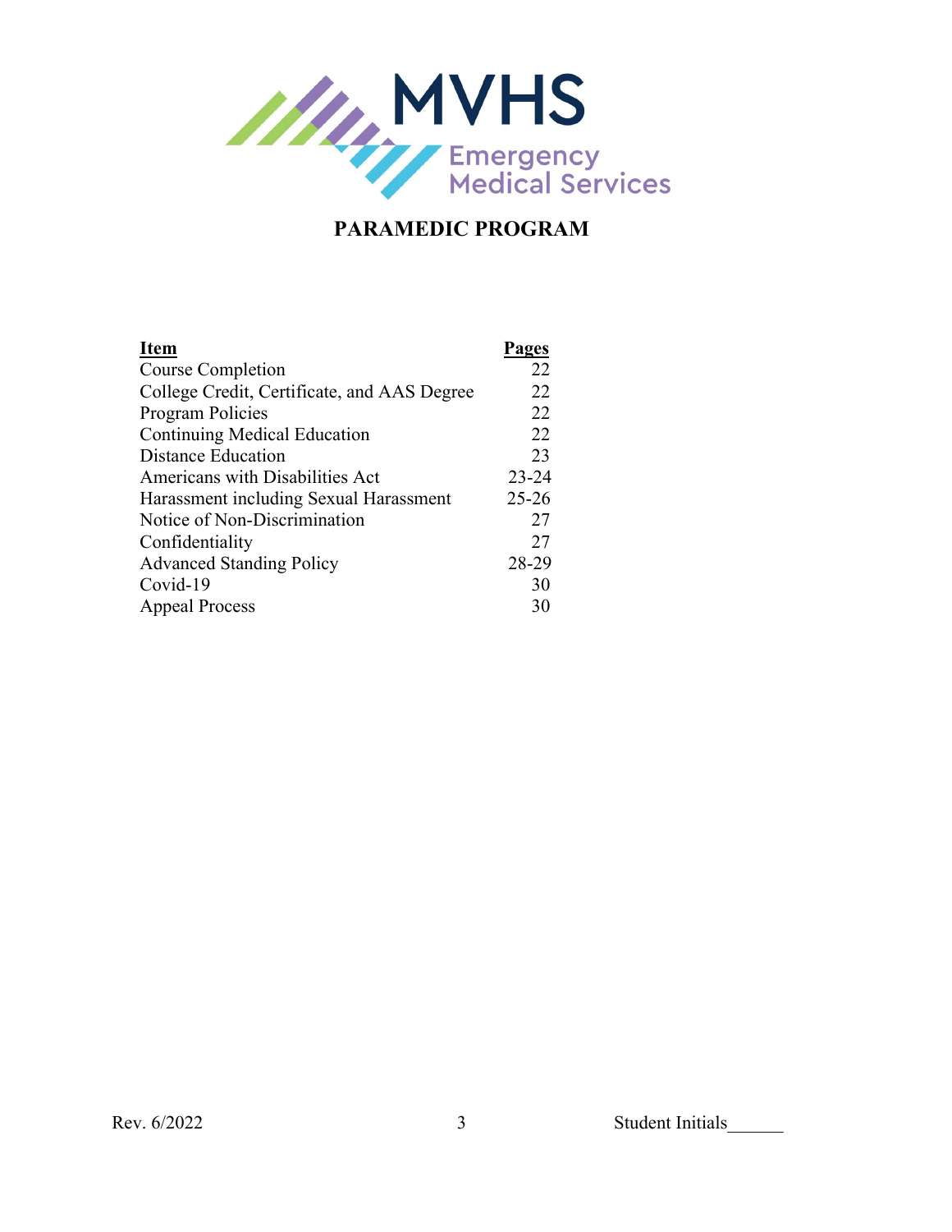MVHS Emergency Medical Services

## PARAMEDIC PROGRAM

| Item | Pages |
|---|---|
| Course Completion | 22 |
| College Credit, Certificate, and AAS Degree | 22 |
| Program Policies | 22 |
| Continuing Medical Education | 22 |
| Distance Education | 23 |
| Americans with Disabilities Act | 23-24 |
| Harassment including Sexual Harassment | 25-26 |
| Notice of Non-Discrimination | 27 |
| Confidentiality | 27 |
| Advanced Standing Policy | 28-29 |
| Covid-19 | 30 |
| Appeal Process | 30 |

Rev. 6/2022

Student Initials______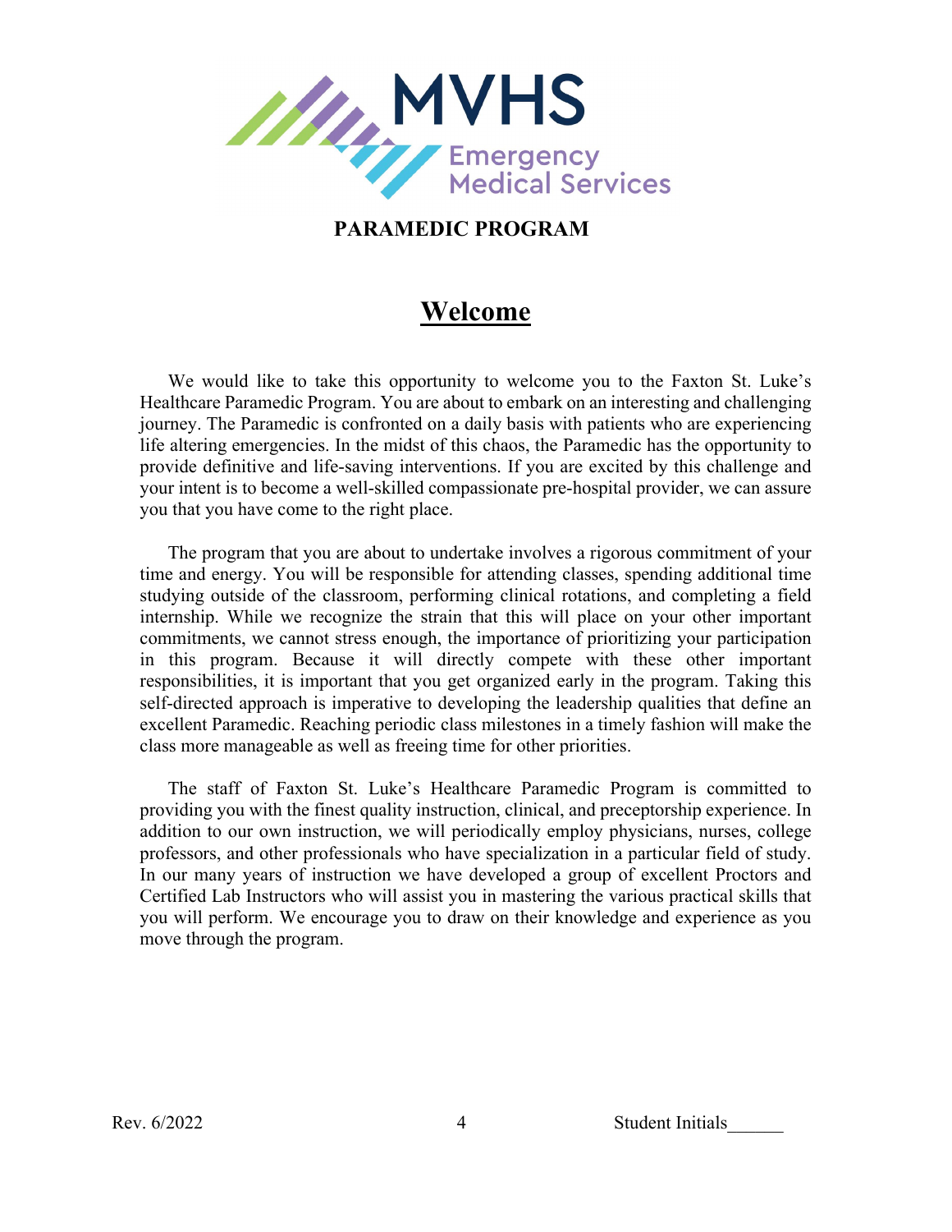MVHS Emergency Medical Services

**PARAMEDIC PROGRAM**

# Welcome

We would like to take this opportunity to welcome you to the Faxton St. Luke's Healthcare Paramedic Program. You are about to embark on an interesting and challenging journey. The Paramedic is confronted on a daily basis with patients who are experiencing life altering emergencies. In the midst of this chaos, the Paramedic has the opportunity to provide definitive and life-saving interventions. If you are excited by this challenge and your intent is to become a well-skilled compassionate pre-hospital provider, we can assure you that you have come to the right place.

The program that you are about to undertake involves a rigorous commitment of your time and energy. You will be responsible for attending classes, spending additional time studying outside of the classroom, performing clinical rotations, and completing a field internship. While we recognize the strain that this will place on your other important commitments, we cannot stress enough, the importance of prioritizing your participation in this program. Because it will directly compete with these other important responsibilities, it is important that you get organized early in the program. Taking this self-directed approach is imperative to developing the leadership qualities that define an excellent Paramedic. Reaching periodic class milestones in a timely fashion will make the class more manageable as well as freeing time for other priorities.

The staff of Faxton St. Luke's Healthcare Paramedic Program is committed to providing you with the finest quality instruction, clinical, and preceptorship experience. In addition to our own instruction, we will periodically employ physicians, nurses, college professors, and other professionals who have specialization in a particular field of study. In our many years of instruction we have developed a group of excellent Proctors and Certified Lab Instructors who will assist you in mastering the various practical skills that you will perform. We encourage you to draw on their knowledge and experience as you move through the program.

Student Initials______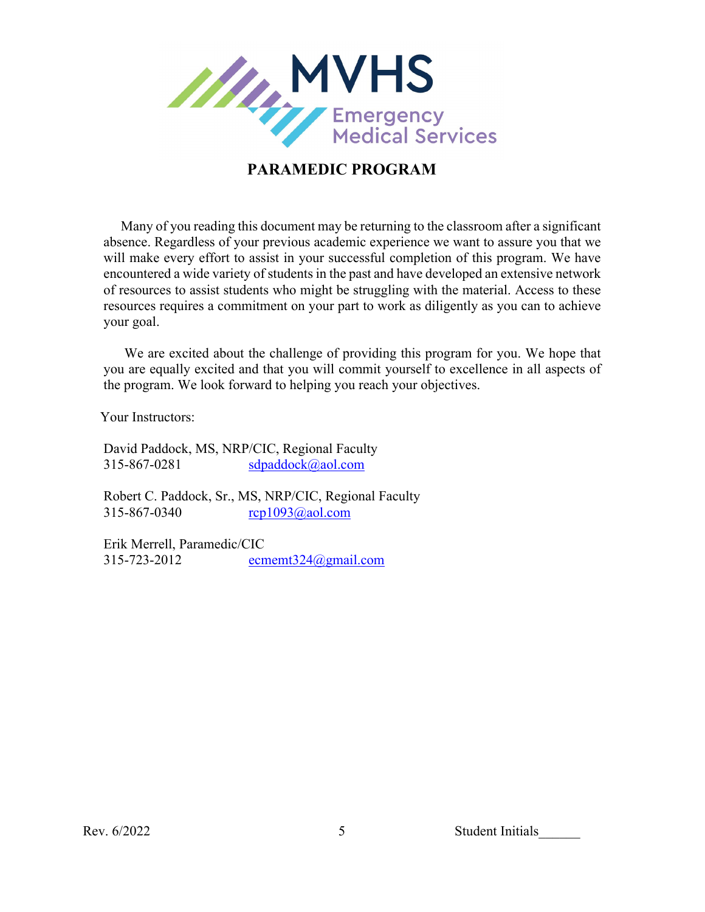# PARAMEDIC PROGRAM

Many of you reading this document may be returning to the classroom after a significant absence. Regardless of your previous academic experience we want to assure you that we will make every effort to assist in your successful completion of this program. We have encountered a wide variety of students in the past and have developed an extensive network of resources to assist students who might be struggling with the material. Access to these resources requires a commitment on your part to work as diligently as you can to achieve your goal.

We are excited about the challenge of providing this program for you. We hope that you are equally excited and that you will commit yourself to excellence in all aspects of the program. We look forward to helping you reach your objectives.

Your Instructors:

David Paddock, MS, NRP/CIC, Regional Faculty
315-867-0281 sdpaddock@aol.com

Robert C. Paddock, Sr., MS, NRP/CIC, Regional Faculty
315-867-0340 rcp1093@aol.com

Erik Merrell, Paramedic/CIC
315-723-2012 ecmemt324@gmail.com

Rev. 6/2022 Student Initials______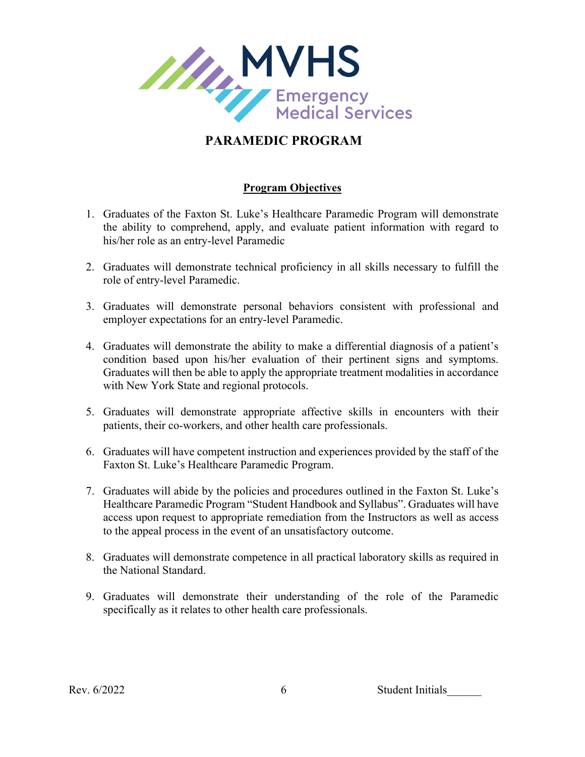MVHS Emergency Medical Services

# PARAMEDIC PROGRAM

## Program Objectives

1. Graduates of the Faxton St. Luke's Healthcare Paramedic Program will demonstrate the ability to comprehend, apply, and evaluate patient information with regard to his/her role as an entry-level Paramedic

2. Graduates will demonstrate technical proficiency in all skills necessary to fulfill the role of entry-level Paramedic.

3. Graduates will demonstrate personal behaviors consistent with professional and employer expectations for an entry-level Paramedic.

4. Graduates will demonstrate the ability to make a differential diagnosis of a patient's condition based upon his/her evaluation of their pertinent signs and symptoms. Graduates will then be able to apply the appropriate treatment modalities in accordance with New York State and regional protocols.

5. Graduates will demonstrate appropriate affective skills in encounters with their patients, their co-workers, and other health care professionals.

6. Graduates will have competent instruction and experiences provided by the staff of the Faxton St. Luke's Healthcare Paramedic Program.

7. Graduates will abide by the policies and procedures outlined in the Faxton St. Luke's Healthcare Paramedic Program "Student Handbook and Syllabus". Graduates will have access upon request to appropriate remediation from the Instructors as well as access to the appeal process in the event of an unsatisfactory outcome.

8. Graduates will demonstrate competence in all practical laboratory skills as required in the National Standard.

9. Graduates will demonstrate their understanding of the role of the Paramedic specifically as it relates to other health care professionals.

Rev. 6/2022 Student Initials______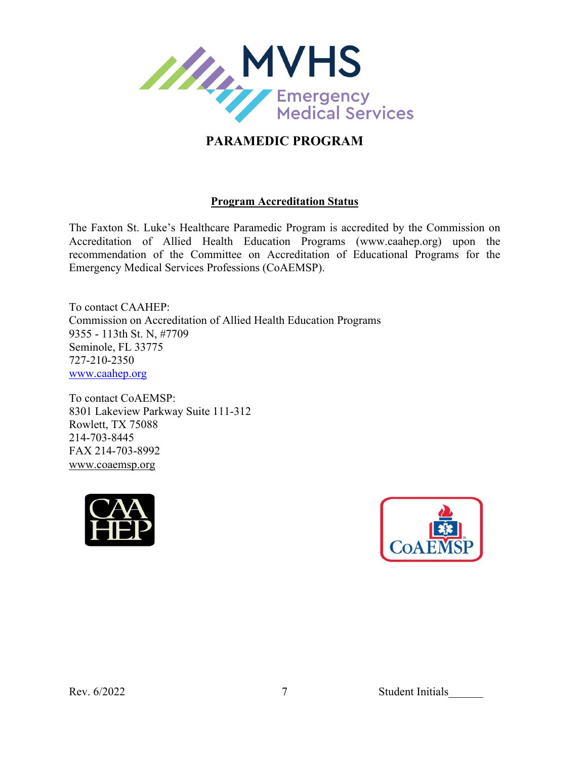# PARAMEDIC PROGRAM

## Program Accreditation Status

The Faxton St. Luke's Healthcare Paramedic Program is accredited by the Commission on Accreditation of Allied Health Education Programs (www.caahep.org) upon the recommendation of the Committee on Accreditation of Educational Programs for the Emergency Medical Services Professions (CoAEMSP).

To contact CAAHEP:
Commission on Accreditation of Allied Health Education Programs
9355 - 113th St. N, #7709
Seminole, FL 33775
727-210-2350
www.caahep.org

To contact CoAEMSP:
8301 Lakeview Parkway Suite 111-312
Rowlett, TX 75088
214-703-8445
FAX 214-703-8992
www.coaemsp.org

Rev. 6/2022 Student Initials______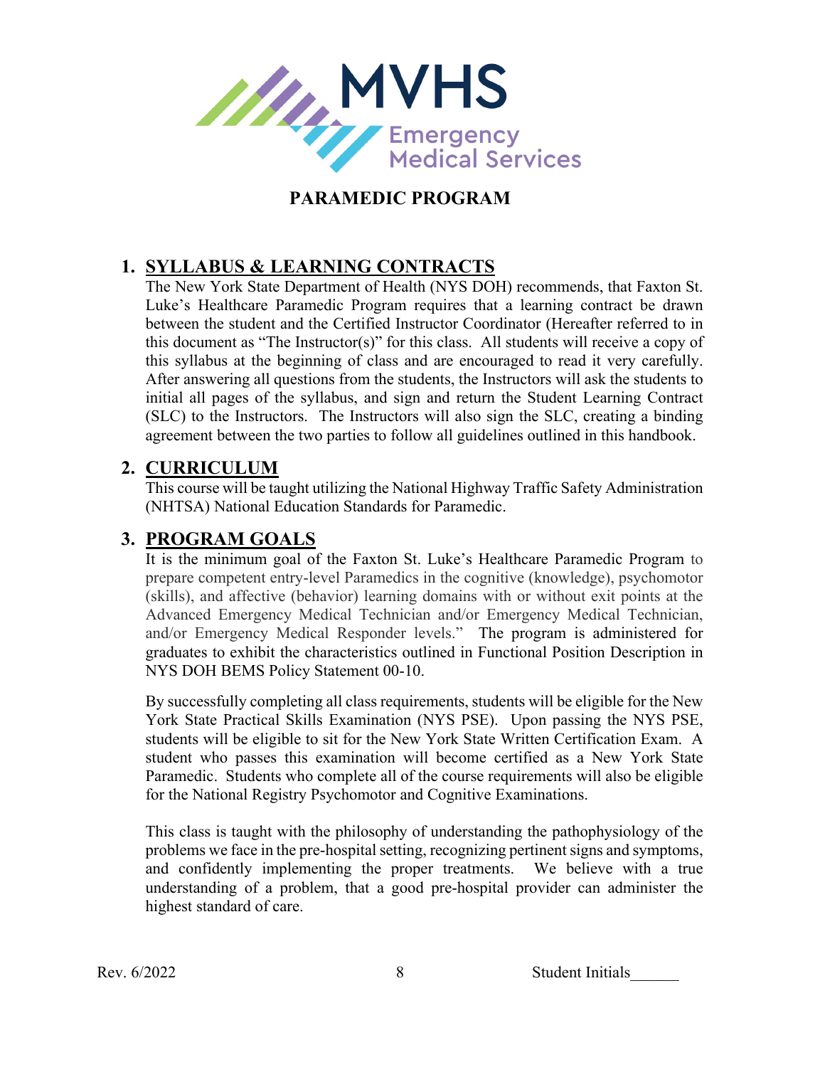MVHS Emergency Medical Services

## PARAMEDIC PROGRAM

### 1. SYLLABUS & LEARNING CONTRACTS

The New York State Department of Health (NYS DOH) recommends, that Faxton St. Luke's Healthcare Paramedic Program requires that a learning contract be drawn between the student and the Certified Instructor Coordinator (Hereafter referred to in this document as "The Instructor(s)" for this class. All students will receive a copy of this syllabus at the beginning of class and are encouraged to read it very carefully. After answering all questions from the students, the Instructors will ask the students to initial all pages of the syllabus, and sign and return the Student Learning Contract (SLC) to the Instructors. The Instructors will also sign the SLC, creating a binding agreement between the two parties to follow all guidelines outlined in this handbook.

### 2. CURRICULUM

This course will be taught utilizing the National Highway Traffic Safety Administration (NHTSA) National Education Standards for Paramedic.

### 3. PROGRAM GOALS

It is the minimum goal of the Faxton St. Luke's Healthcare Paramedic Program to prepare competent entry-level Paramedics in the cognitive (knowledge), psychomotor (skills), and affective (behavior) learning domains with or without exit points at the Advanced Emergency Medical Technician and/or Emergency Medical Technician, and/or Emergency Medical Responder levels." The program is administered for graduates to exhibit the characteristics outlined in Functional Position Description in NYS DOH BEMS Policy Statement 00-10.

By successfully completing all class requirements, students will be eligible for the New York State Practical Skills Examination (NYS PSE). Upon passing the NYS PSE, students will be eligible to sit for the New York State Written Certification Exam. A student who passes this examination will become certified as a New York State Paramedic. Students who complete all of the course requirements will also be eligible for the National Registry Psychomotor and Cognitive Examinations.

This class is taught with the philosophy of understanding the pathophysiology of the problems we face in the pre-hospital setting, recognizing pertinent signs and symptoms, and confidently implementing the proper treatments. We believe with a true understanding of a problem, that a good pre-hospital provider can administer the highest standard of care.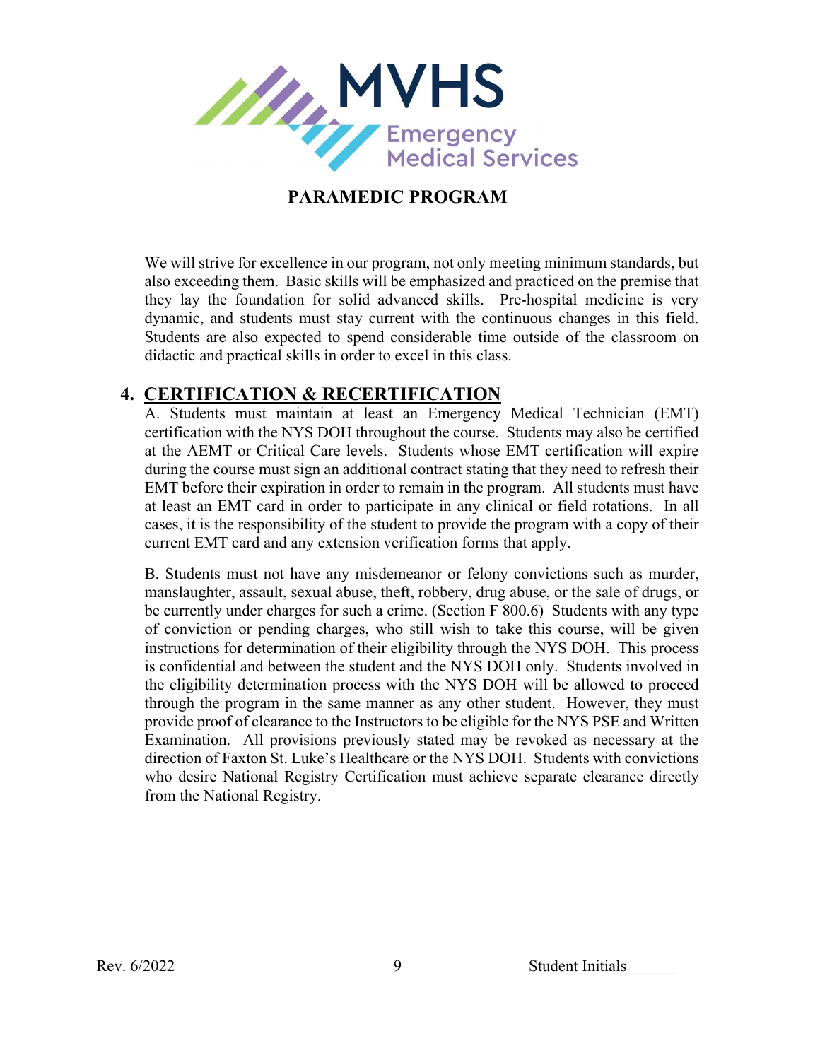**PARAMEDIC PROGRAM**

We will strive for excellence in our program, not only meeting minimum standards, but also exceeding them. Basic skills will be emphasized and practiced on the premise that they lay the foundation for solid advanced skills. Pre-hospital medicine is very dynamic, and students must stay current with the continuous changes in this field. Students are also expected to spend considerable time outside of the classroom on didactic and practical skills in order to excel in this class.

## 4. CERTIFICATION & RECERTIFICATION

A. Students must maintain at least an Emergency Medical Technician (EMT) certification with the NYS DOH throughout the course. Students may also be certified at the AEMT or Critical Care levels. Students whose EMT certification will expire during the course must sign an additional contract stating that they need to refresh their EMT before their expiration in order to remain in the program. All students must have at least an EMT card in order to participate in any clinical or field rotations. In all cases, it is the responsibility of the student to provide the program with a copy of their current EMT card and any extension verification forms that apply.

B. Students must not have any misdemeanor or felony convictions such as murder, manslaughter, assault, sexual abuse, theft, robbery, drug abuse, or the sale of drugs, or be currently under charges for such a crime. (Section F 800.6) Students with any type of conviction or pending charges, who still wish to take this course, will be given instructions for determination of their eligibility through the NYS DOH. This process is confidential and between the student and the NYS DOH only. Students involved in the eligibility determination process with the NYS DOH will be allowed to proceed through the program in the same manner as any other student. However, they must provide proof of clearance to the Instructors to be eligible for the NYS PSE and Written Examination. All provisions previously stated may be revoked as necessary at the direction of Faxton St. Luke's Healthcare or the NYS DOH. Students with convictions who desire National Registry Certification must achieve separate clearance directly from the National Registry.

Rev. 6/2022 Student Initials______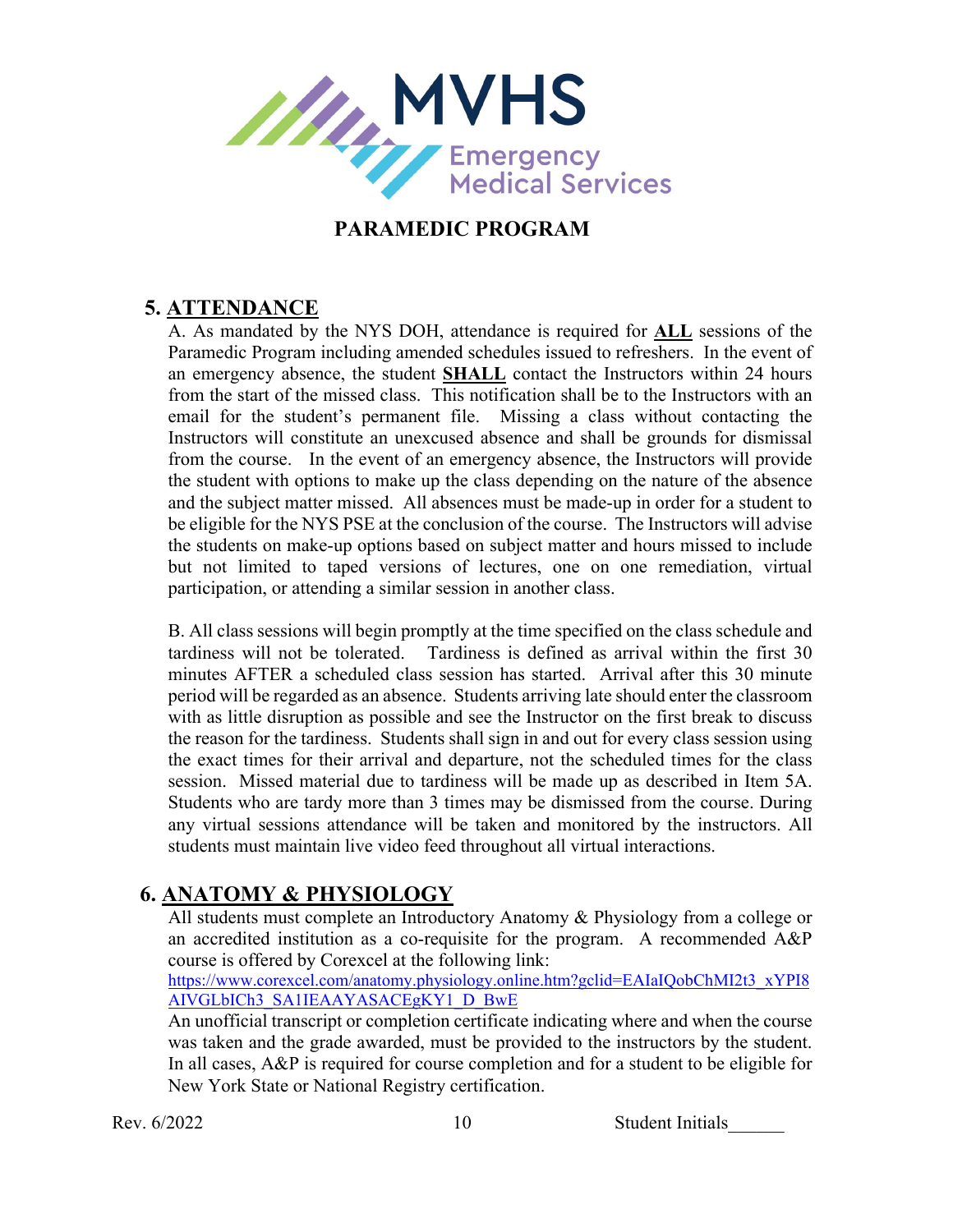**PARAMEDIC PROGRAM**

## 5. ATTENDANCE

A. As mandated by the NYS DOH, attendance is required for **ALL** sessions of the Paramedic Program including amended schedules issued to refreshers. In the event of an emergency absence, the student **SHALL** contact the Instructors within 24 hours from the start of the missed class. This notification shall be to the Instructors with an email for the student's permanent file. Missing a class without contacting the Instructors will constitute an unexcused absence and shall be grounds for dismissal from the course. In the event of an emergency absence, the Instructors will provide the student with options to make up the class depending on the nature of the absence and the subject matter missed. All absences must be made-up in order for a student to be eligible for the NYS PSE at the conclusion of the course. The Instructors will advise the students on make-up options based on subject matter and hours missed to include but not limited to taped versions of lectures, one on one remediation, virtual participation, or attending a similar session in another class.

B. All class sessions will begin promptly at the time specified on the class schedule and tardiness will not be tolerated. Tardiness is defined as arrival within the first 30 minutes AFTER a scheduled class session has started. Arrival after this 30 minute period will be regarded as an absence. Students arriving late should enter the classroom with as little disruption as possible and see the Instructor on the first break to discuss the reason for the tardiness. Students shall sign in and out for every class session using the exact times for their arrival and departure, not the scheduled times for the class session. Missed material due to tardiness will be made up as described in Item 5A. Students who are tardy more than 3 times may be dismissed from the course. During any virtual sessions attendance will be taken and monitored by the instructors. All students must maintain live video feed throughout all virtual interactions.

## 6. ANATOMY & PHYSIOLOGY

All students must complete an Introductory Anatomy & Physiology from a college or an accredited institution as a co-requisite for the program. A recommended A&P course is offered by Corexcel at the following link:
https://www.corexcel.com/anatomy.physiology.online.htm?gclid=EAIaIQobChMI2t3_xYPI8AIVGLbICh3_SA1IEAAYASACEgKY1_D_BwE

An unofficial transcript or completion certificate indicating where and when the course was taken and the grade awarded, must be provided to the instructors by the student. In all cases, A&P is required for course completion and for a student to be eligible for New York State or National Registry certification.

Rev. 6/2022 Student Initials______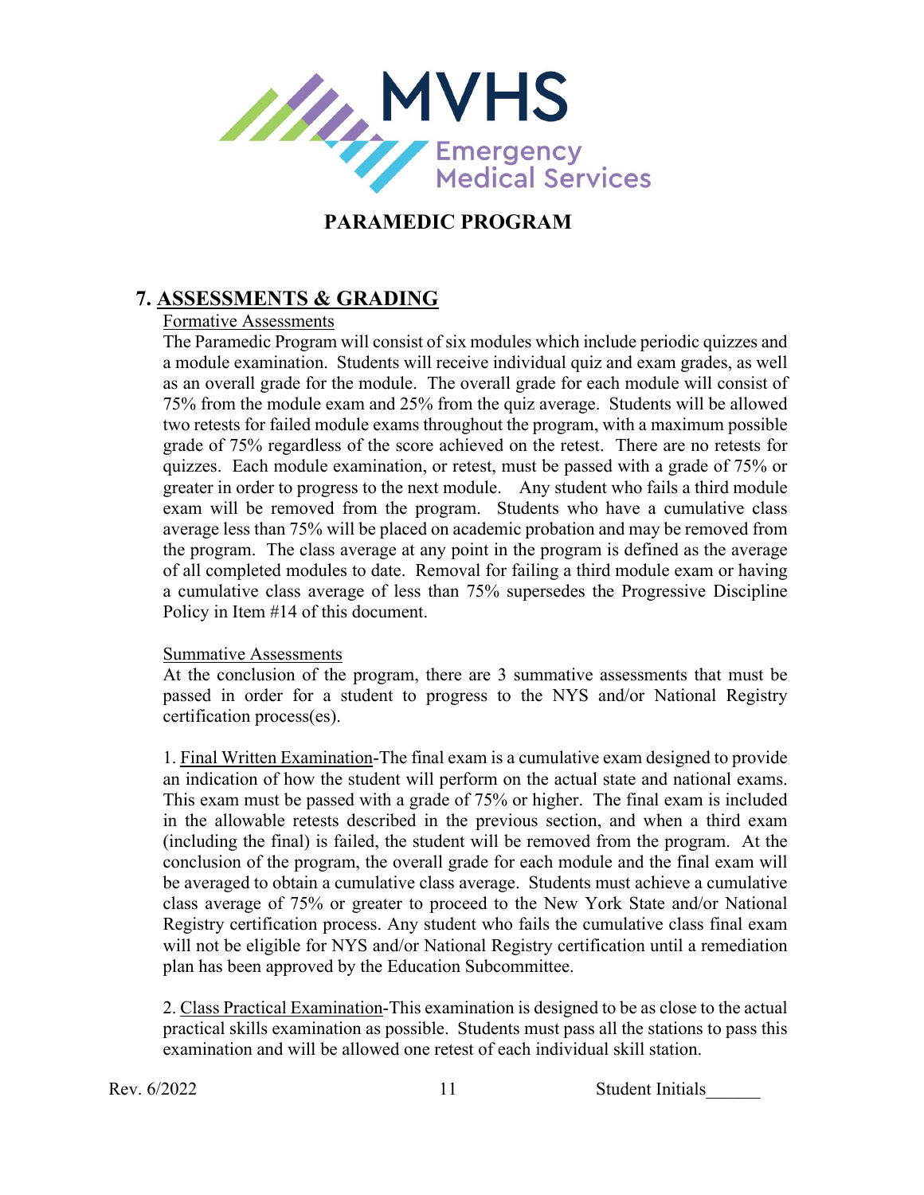# PARAMEDIC PROGRAM

## 7. ASSESSMENTS & GRADING

Formative Assessments

The Paramedic Program will consist of six modules which include periodic quizzes and a module examination. Students will receive individual quiz and exam grades, as well as an overall grade for the module. The overall grade for each module will consist of 75% from the module exam and 25% from the quiz average. Students will be allowed two retests for failed module exams throughout the program, with a maximum possible grade of 75% regardless of the score achieved on the retest. There are no retests for quizzes. Each module examination, or retest, must be passed with a grade of 75% or greater in order to progress to the next module. Any student who fails a third module exam will be removed from the program. Students who have a cumulative class average less than 75% will be placed on academic probation and may be removed from the program. The class average at any point in the program is defined as the average of all completed modules to date. Removal for failing a third module exam or having a cumulative class average of less than 75% supersedes the Progressive Discipline Policy in Item #14 of this document.

Summative Assessments

At the conclusion of the program, there are 3 summative assessments that must be passed in order for a student to progress to the NYS and/or National Registry certification process(es).

1. Final Written Examination-The final exam is a cumulative exam designed to provide an indication of how the student will perform on the actual state and national exams. This exam must be passed with a grade of 75% or higher. The final exam is included in the allowable retests described in the previous section, and when a third exam (including the final) is failed, the student will be removed from the program. At the conclusion of the program, the overall grade for each module and the final exam will be averaged to obtain a cumulative class average. Students must achieve a cumulative class average of 75% or greater to proceed to the New York State and/or National Registry certification process. Any student who fails the cumulative class final exam will not be eligible for NYS and/or National Registry certification until a remediation plan has been approved by the Education Subcommittee.

2. Class Practical Examination-This examination is designed to be as close to the actual practical skills examination as possible. Students must pass all the stations to pass this examination and will be allowed one retest of each individual skill station.

Rev. 6/2022 Student Initials______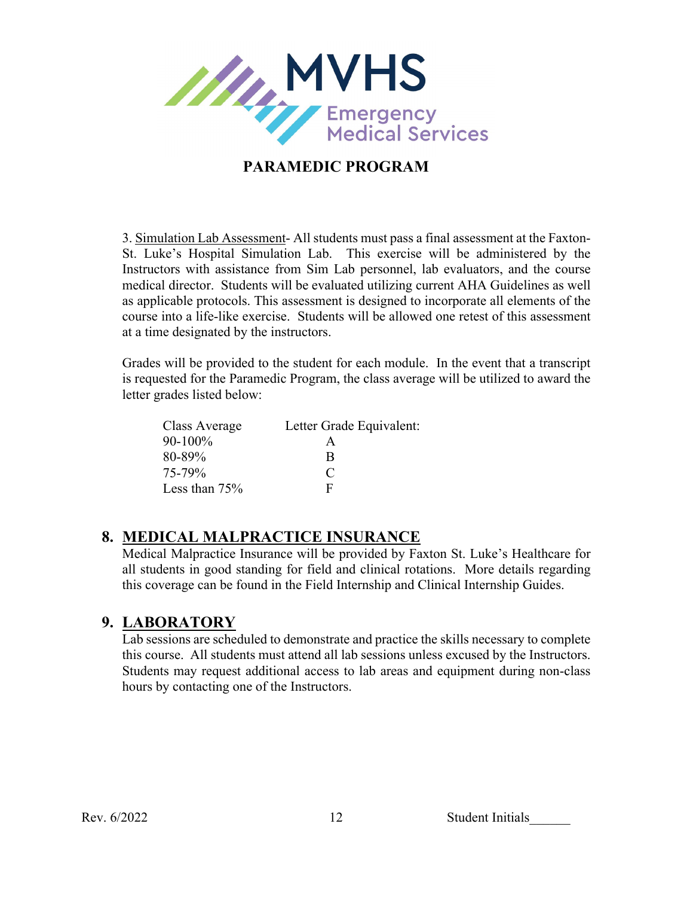3. <u>Simulation Lab Assessment</u>- All students must pass a final assessment at the Faxton-St. Luke's Hospital Simulation Lab. This exercise will be administered by the Instructors with assistance from Sim Lab personnel, lab evaluators, and the course medical director. Students will be evaluated utilizing current AHA Guidelines as well as applicable protocols. This assessment is designed to incorporate all elements of the course into a life-like exercise. Students will be allowed one retest of this assessment at a time designated by the instructors.

Grades will be provided to the student for each module. In the event that a transcript is requested for the Paramedic Program, the class average will be utilized to award the letter grades listed below:

| Class Average | Letter Grade Equivalent: |
|---|---|
| 90-100% | A |
| 80-89% | B |
| 75-79% | C |
| Less than 75% | F |

## 8. MEDICAL MALPRACTICE INSURANCE

Medical Malpractice Insurance will be provided by Faxton St. Luke's Healthcare for all students in good standing for field and clinical rotations. More details regarding this coverage can be found in the Field Internship and Clinical Internship Guides.

## 9. LABORATORY

Lab sessions are scheduled to demonstrate and practice the skills necessary to complete this course. All students must attend all lab sessions unless excused by the Instructors. Students may request additional access to lab areas and equipment during non-class hours by contacting one of the Instructors.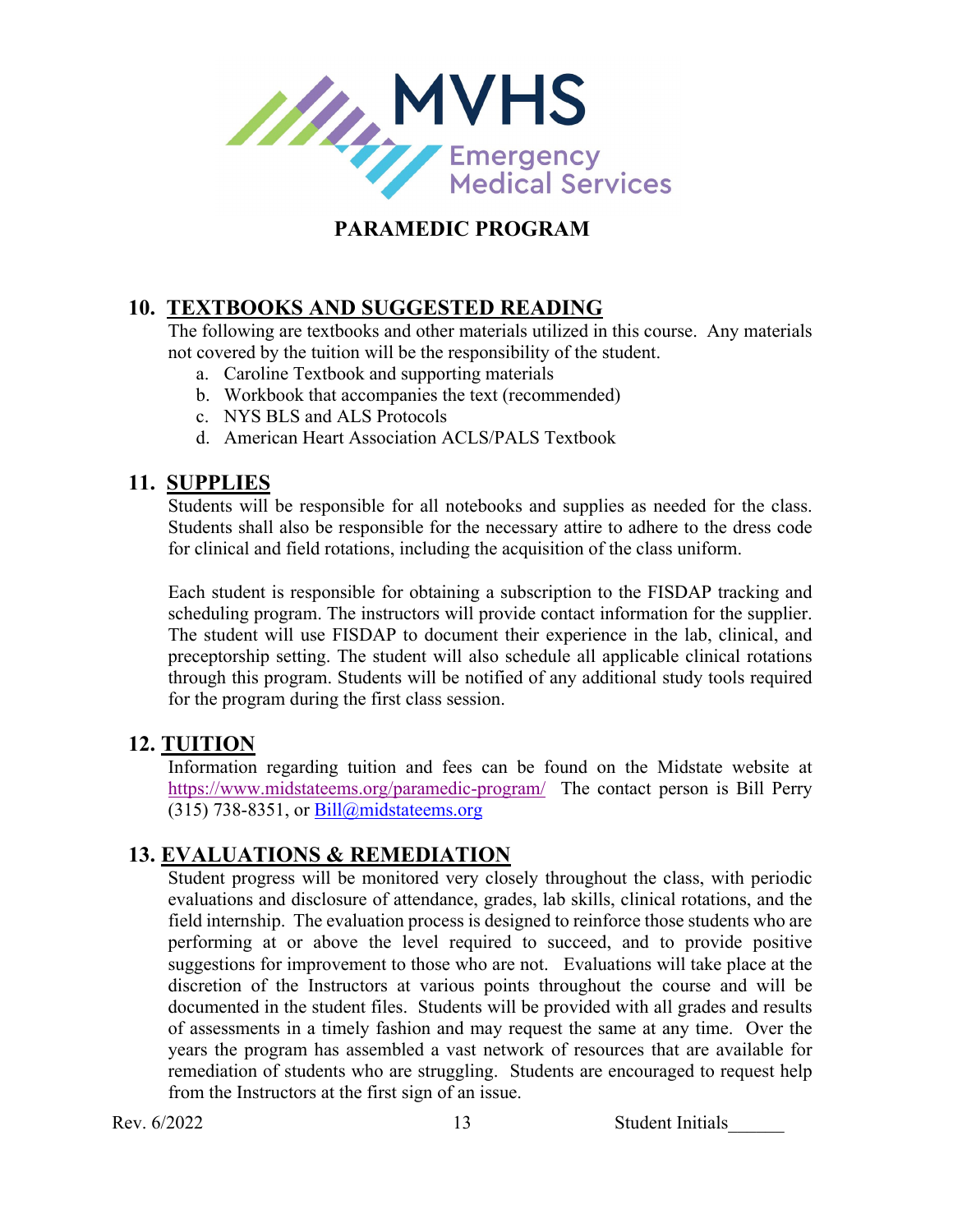**PARAMEDIC PROGRAM**

## 10. TEXTBOOKS AND SUGGESTED READING

The following are textbooks and other materials utilized in this course. Any materials not covered by the tuition will be the responsibility of the student.

a. Caroline Textbook and supporting materials
b. Workbook that accompanies the text (recommended)
c. NYS BLS and ALS Protocols
d. American Heart Association ACLS/PALS Textbook

## 11. SUPPLIES

Students will be responsible for all notebooks and supplies as needed for the class. Students shall also be responsible for the necessary attire to adhere to the dress code for clinical and field rotations, including the acquisition of the class uniform.

Each student is responsible for obtaining a subscription to the FISDAP tracking and scheduling program. The instructors will provide contact information for the supplier. The student will use FISDAP to document their experience in the lab, clinical, and preceptorship setting. The student will also schedule all applicable clinical rotations through this program. Students will be notified of any additional study tools required for the program during the first class session.

## 12. TUITION

Information regarding tuition and fees can be found on the Midstate website at https://www.midstateems.org/paramedic-program/ The contact person is Bill Perry (315) 738-8351, or Bill@midstateems.org

## 13. EVALUATIONS & REMEDIATION

Student progress will be monitored very closely throughout the class, with periodic evaluations and disclosure of attendance, grades, lab skills, clinical rotations, and the field internship. The evaluation process is designed to reinforce those students who are performing at or above the level required to succeed, and to provide positive suggestions for improvement to those who are not. Evaluations will take place at the discretion of the Instructors at various points throughout the course and will be documented in the student files. Students will be provided with all grades and results of assessments in a timely fashion and may request the same at any time. Over the years the program has assembled a vast network of resources that are available for remediation of students who are struggling. Students are encouraged to request help from the Instructors at the first sign of an issue.

Rev. 6/2022 Student Initials______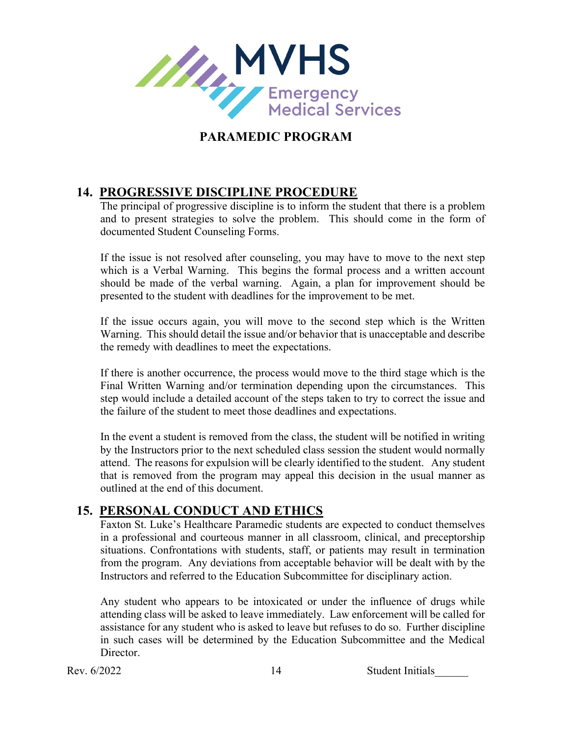**PARAMEDIC PROGRAM**

## 14. PROGRESSIVE DISCIPLINE PROCEDURE

The principal of progressive discipline is to inform the student that there is a problem and to present strategies to solve the problem. This should come in the form of documented Student Counseling Forms.

If the issue is not resolved after counseling, you may have to move to the next step which is a Verbal Warning. This begins the formal process and a written account should be made of the verbal warning. Again, a plan for improvement should be presented to the student with deadlines for the improvement to be met.

If the issue occurs again, you will move to the second step which is the Written Warning. This should detail the issue and/or behavior that is unacceptable and describe the remedy with deadlines to meet the expectations.

If there is another occurrence, the process would move to the third stage which is the Final Written Warning and/or termination depending upon the circumstances. This step would include a detailed account of the steps taken to try to correct the issue and the failure of the student to meet those deadlines and expectations.

In the event a student is removed from the class, the student will be notified in writing by the Instructors prior to the next scheduled class session the student would normally attend. The reasons for expulsion will be clearly identified to the student. Any student that is removed from the program may appeal this decision in the usual manner as outlined at the end of this document.

## 15. PERSONAL CONDUCT AND ETHICS

Faxton St. Luke's Healthcare Paramedic students are expected to conduct themselves in a professional and courteous manner in all classroom, clinical, and preceptorship situations. Confrontations with students, staff, or patients may result in termination from the program. Any deviations from acceptable behavior will be dealt with by the Instructors and referred to the Education Subcommittee for disciplinary action.

Any student who appears to be intoxicated or under the influence of drugs while attending class will be asked to leave immediately. Law enforcement will be called for assistance for any student who is asked to leave but refuses to do so. Further discipline in such cases will be determined by the Education Subcommittee and the Medical Director.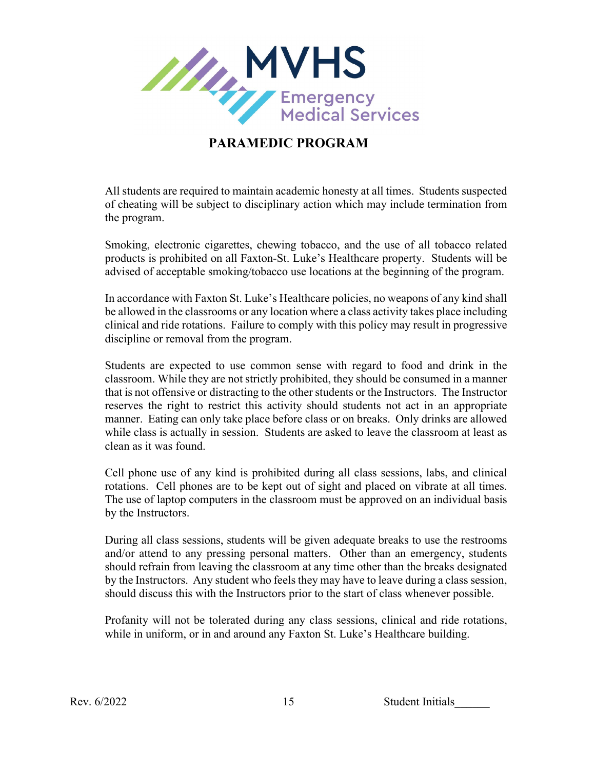**PARAMEDIC PROGRAM**

All students are required to maintain academic honesty at all times. Students suspected of cheating will be subject to disciplinary action which may include termination from the program.

Smoking, electronic cigarettes, chewing tobacco, and the use of all tobacco related products is prohibited on all Faxton-St. Luke's Healthcare property. Students will be advised of acceptable smoking/tobacco use locations at the beginning of the program.

In accordance with Faxton St. Luke's Healthcare policies, no weapons of any kind shall be allowed in the classrooms or any location where a class activity takes place including clinical and ride rotations. Failure to comply with this policy may result in progressive discipline or removal from the program.

Students are expected to use common sense with regard to food and drink in the classroom. While they are not strictly prohibited, they should be consumed in a manner that is not offensive or distracting to the other students or the Instructors. The Instructor reserves the right to restrict this activity should students not act in an appropriate manner. Eating can only take place before class or on breaks. Only drinks are allowed while class is actually in session. Students are asked to leave the classroom at least as clean as it was found.

Cell phone use of any kind is prohibited during all class sessions, labs, and clinical rotations. Cell phones are to be kept out of sight and placed on vibrate at all times. The use of laptop computers in the classroom must be approved on an individual basis by the Instructors.

During all class sessions, students will be given adequate breaks to use the restrooms and/or attend to any pressing personal matters. Other than an emergency, students should refrain from leaving the classroom at any time other than the breaks designated by the Instructors. Any student who feels they may have to leave during a class session, should discuss this with the Instructors prior to the start of class whenever possible.

Profanity will not be tolerated during any class sessions, clinical and ride rotations, while in uniform, or in and around any Faxton St. Luke's Healthcare building.

Student Initials______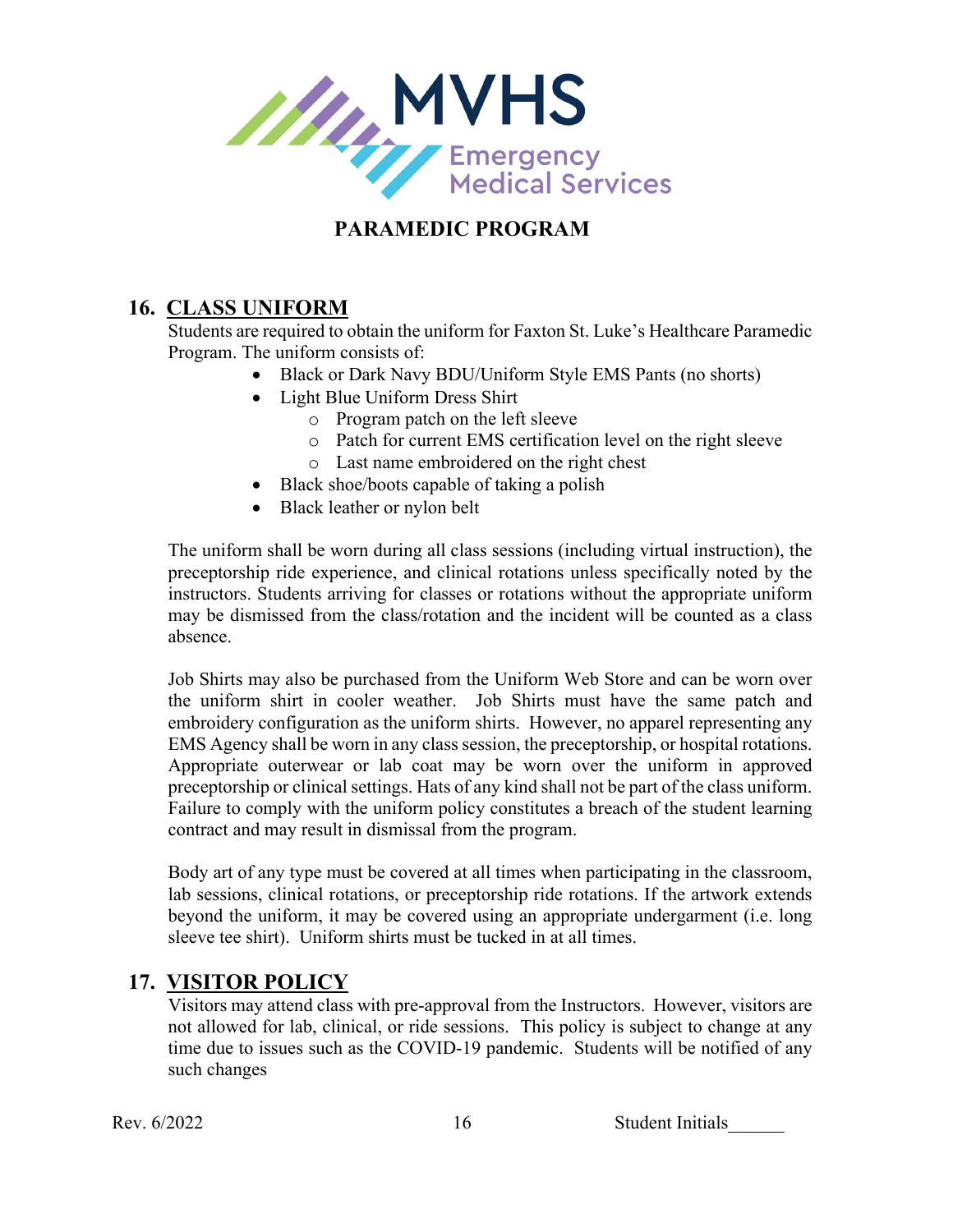# PARAMEDIC PROGRAM

## 16. CLASS UNIFORM

Students are required to obtain the uniform for Faxton St. Luke's Healthcare Paramedic Program. The uniform consists of:

- Black or Dark Navy BDU/Uniform Style EMS Pants (no shorts)
- Light Blue Uniform Dress Shirt
  - Program patch on the left sleeve
  - Patch for current EMS certification level on the right sleeve
  - Last name embroidered on the right chest
- Black shoe/boots capable of taking a polish
- Black leather or nylon belt

The uniform shall be worn during all class sessions (including virtual instruction), the preceptorship ride experience, and clinical rotations unless specifically noted by the instructors. Students arriving for classes or rotations without the appropriate uniform may be dismissed from the class/rotation and the incident will be counted as a class absence.

Job Shirts may also be purchased from the Uniform Web Store and can be worn over the uniform shirt in cooler weather. Job Shirts must have the same patch and embroidery configuration as the uniform shirts. However, no apparel representing any EMS Agency shall be worn in any class session, the preceptorship, or hospital rotations. Appropriate outerwear or lab coat may be worn over the uniform in approved preceptorship or clinical settings. Hats of any kind shall not be part of the class uniform. Failure to comply with the uniform policy constitutes a breach of the student learning contract and may result in dismissal from the program.

Body art of any type must be covered at all times when participating in the classroom, lab sessions, clinical rotations, or preceptorship ride rotations. If the artwork extends beyond the uniform, it may be covered using an appropriate undergarment (i.e. long sleeve tee shirt). Uniform shirts must be tucked in at all times.

## 17. VISITOR POLICY

Visitors may attend class with pre-approval from the Instructors. However, visitors are not allowed for lab, clinical, or ride sessions. This policy is subject to change at any time due to issues such as the COVID-19 pandemic. Students will be notified of any such changes

Rev. 6/2022 Student Initials______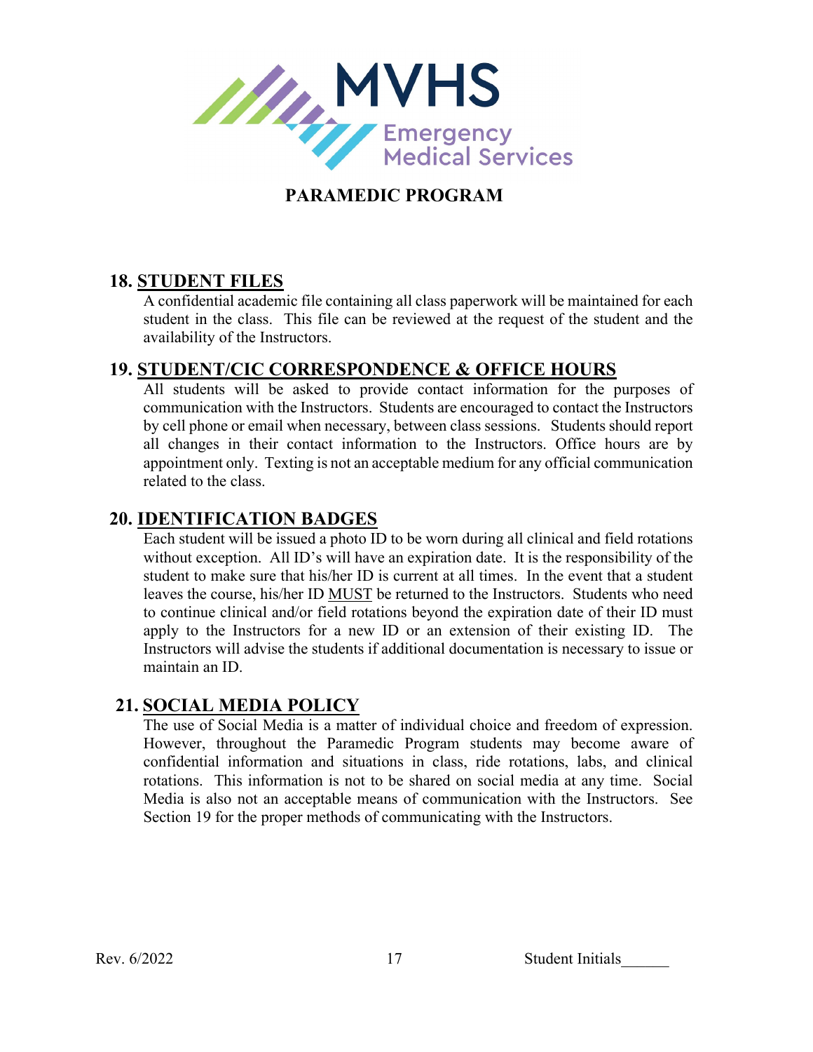## PARAMEDIC PROGRAM

### 18. STUDENT FILES

A confidential academic file containing all class paperwork will be maintained for each student in the class. This file can be reviewed at the request of the student and the availability of the Instructors.

### 19. STUDENT/CIC CORRESPONDENCE & OFFICE HOURS

All students will be asked to provide contact information for the purposes of communication with the Instructors. Students are encouraged to contact the Instructors by cell phone or email when necessary, between class sessions. Students should report all changes in their contact information to the Instructors. Office hours are by appointment only. Texting is not an acceptable medium for any official communication related to the class.

### 20. IDENTIFICATION BADGES

Each student will be issued a photo ID to be worn during all clinical and field rotations without exception. All ID's will have an expiration date. It is the responsibility of the student to make sure that his/her ID is current at all times. In the event that a student leaves the course, his/her ID MUST be returned to the Instructors. Students who need to continue clinical and/or field rotations beyond the expiration date of their ID must apply to the Instructors for a new ID or an extension of their existing ID. The Instructors will advise the students if additional documentation is necessary to issue or maintain an ID.

### 21. SOCIAL MEDIA POLICY

The use of Social Media is a matter of individual choice and freedom of expression. However, throughout the Paramedic Program students may become aware of confidential information and situations in class, ride rotations, labs, and clinical rotations. This information is not to be shared on social media at any time. Social Media is also not an acceptable means of communication with the Instructors. See Section 19 for the proper methods of communicating with the Instructors.

Rev. 6/2022 Student Initials______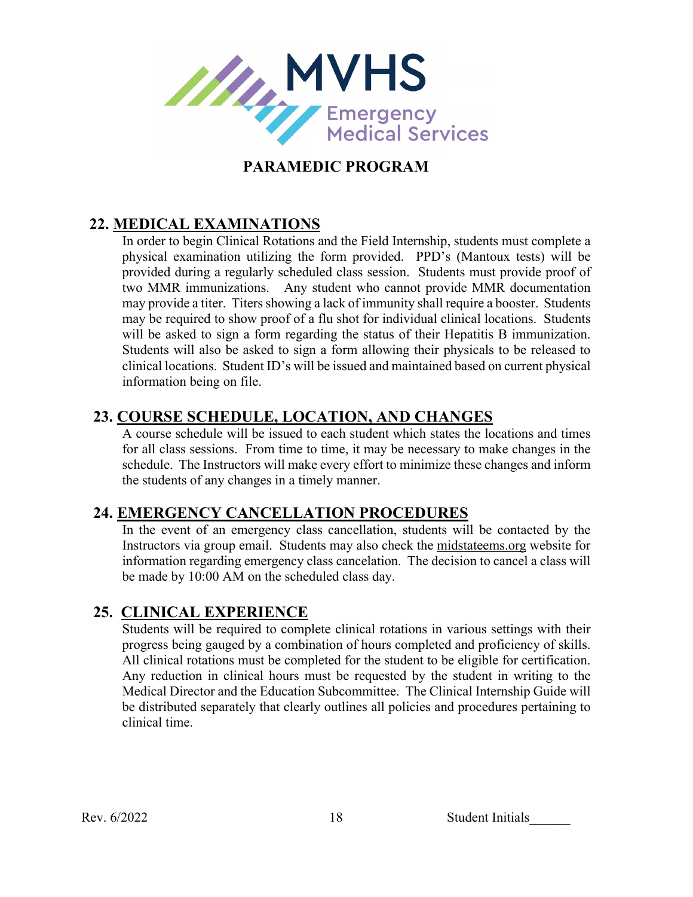## PARAMEDIC PROGRAM

### 22. MEDICAL EXAMINATIONS

In order to begin Clinical Rotations and the Field Internship, students must complete a physical examination utilizing the form provided. PPD's (Mantoux tests) will be provided during a regularly scheduled class session. Students must provide proof of two MMR immunizations. Any student who cannot provide MMR documentation may provide a titer. Titers showing a lack of immunity shall require a booster. Students may be required to show proof of a flu shot for individual clinical locations. Students will be asked to sign a form regarding the status of their Hepatitis B immunization. Students will also be asked to sign a form allowing their physicals to be released to clinical locations. Student ID's will be issued and maintained based on current physical information being on file.

### 23. COURSE SCHEDULE, LOCATION, AND CHANGES

A course schedule will be issued to each student which states the locations and times for all class sessions. From time to time, it may be necessary to make changes in the schedule. The Instructors will make every effort to minimize these changes and inform the students of any changes in a timely manner.

### 24. EMERGENCY CANCELLATION PROCEDURES

In the event of an emergency class cancellation, students will be contacted by the Instructors via group email. Students may also check the midstateems.org website for information regarding emergency class cancelation. The decision to cancel a class will be made by 10:00 AM on the scheduled class day.

### 25. CLINICAL EXPERIENCE

Students will be required to complete clinical rotations in various settings with their progress being gauged by a combination of hours completed and proficiency of skills. All clinical rotations must be completed for the student to be eligible for certification. Any reduction in clinical hours must be requested by the student in writing to the Medical Director and the Education Subcommittee. The Clinical Internship Guide will be distributed separately that clearly outlines all policies and procedures pertaining to clinical time.

Rev. 6/2022 Student Initials______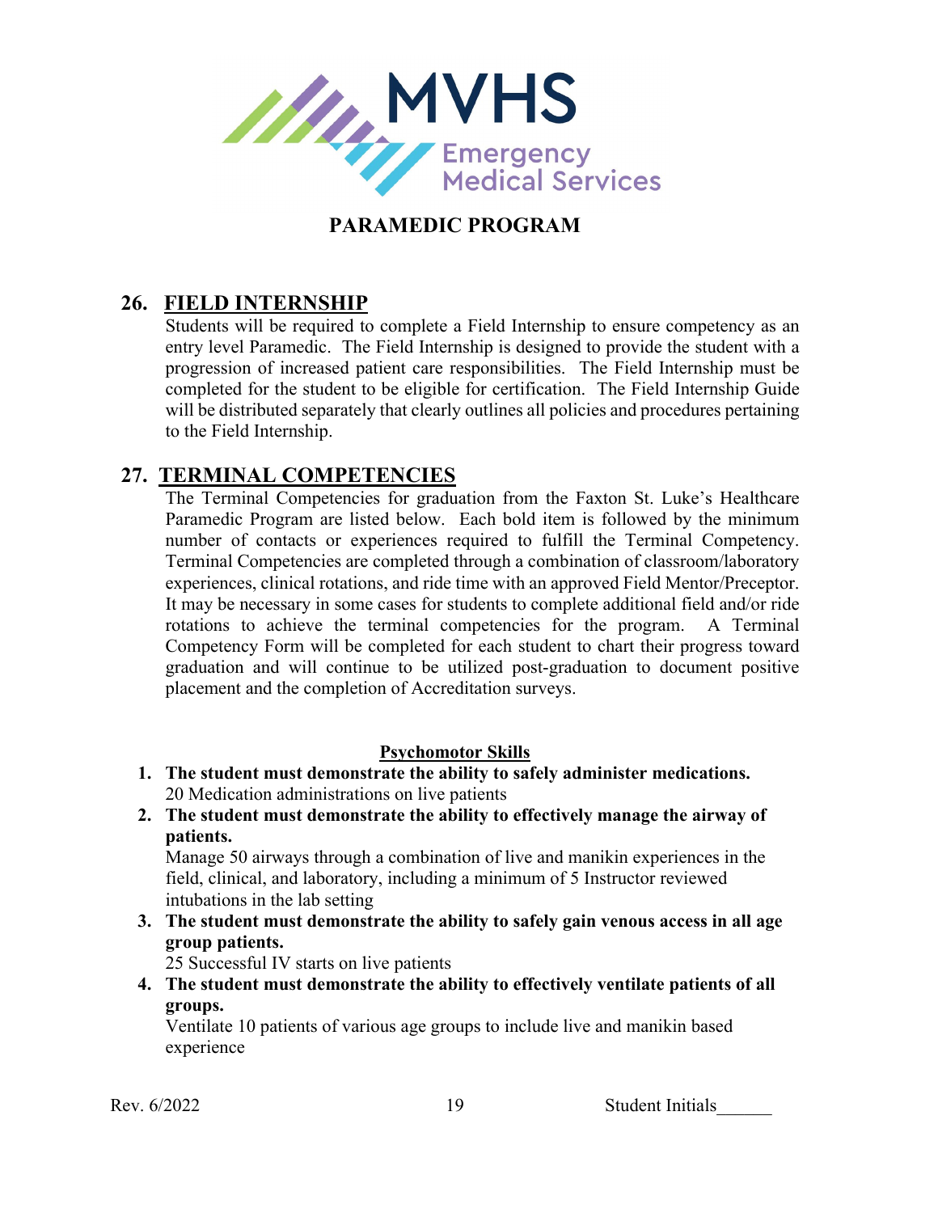# PARAMEDIC PROGRAM

## 26. FIELD INTERNSHIP

Students will be required to complete a Field Internship to ensure competency as an entry level Paramedic. The Field Internship is designed to provide the student with a progression of increased patient care responsibilities. The Field Internship must be completed for the student to be eligible for certification. The Field Internship Guide will be distributed separately that clearly outlines all policies and procedures pertaining to the Field Internship.

## 27. TERMINAL COMPETENCIES

The Terminal Competencies for graduation from the Faxton St. Luke's Healthcare Paramedic Program are listed below. Each bold item is followed by the minimum number of contacts or experiences required to fulfill the Terminal Competency. Terminal Competencies are completed through a combination of classroom/laboratory experiences, clinical rotations, and ride time with an approved Field Mentor/Preceptor. It may be necessary in some cases for students to complete additional field and/or ride rotations to achieve the terminal competencies for the program. A Terminal Competency Form will be completed for each student to chart their progress toward graduation and will continue to be utilized post-graduation to document positive placement and the completion of Accreditation surveys.

### Psychomotor Skills

1. **The student must demonstrate the ability to safely administer medications.**
   20 Medication administrations on live patients
2. **The student must demonstrate the ability to effectively manage the airway of patients.**
   Manage 50 airways through a combination of live and manikin experiences in the field, clinical, and laboratory, including a minimum of 5 Instructor reviewed intubations in the lab setting
3. **The student must demonstrate the ability to safely gain venous access in all age group patients.**
   25 Successful IV starts on live patients
4. **The student must demonstrate the ability to effectively ventilate patients of all groups.**
   Ventilate 10 patients of various age groups to include live and manikin based experience

Rev. 6/2022 Student Initials______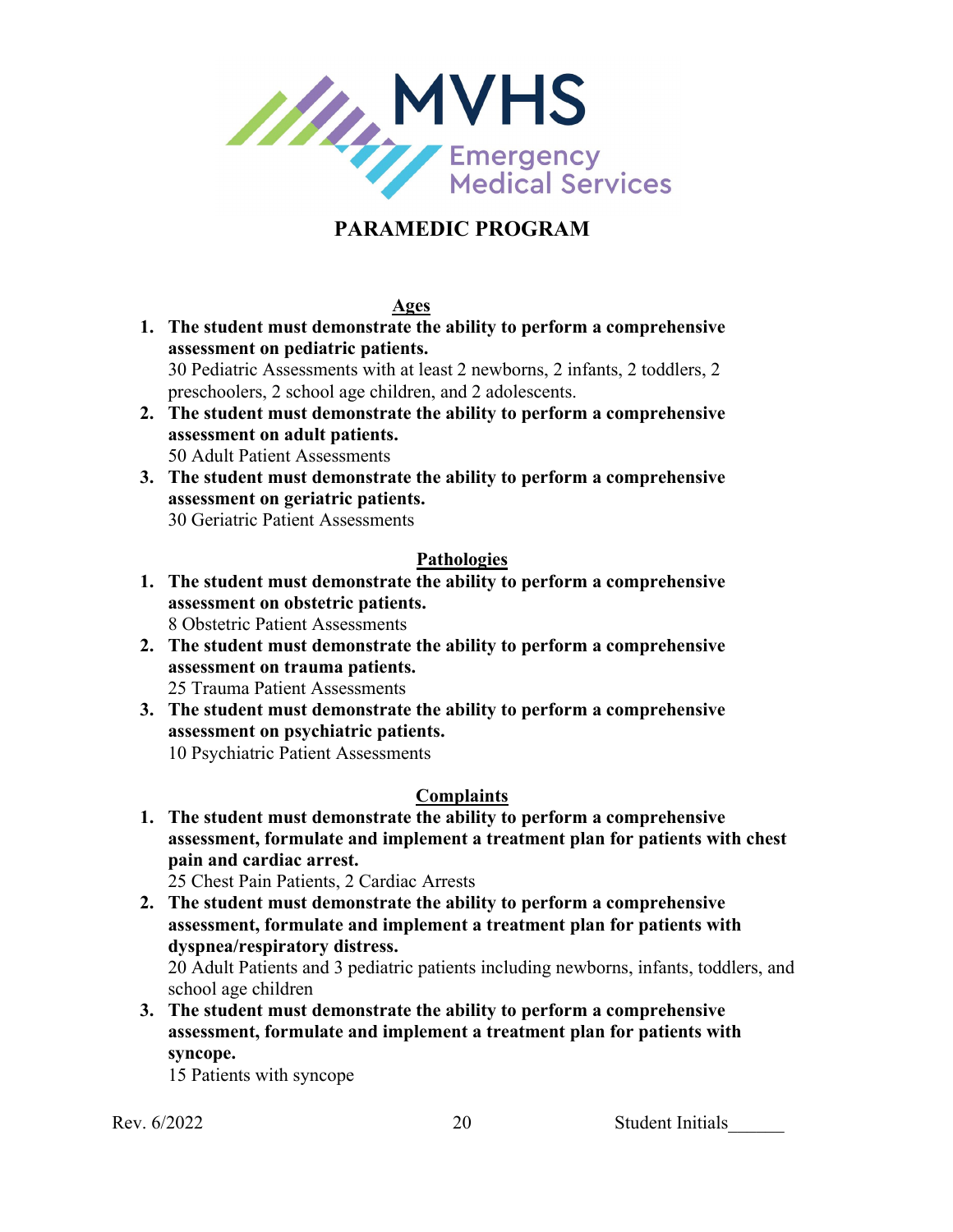MVHS Emergency Medical Services

# PARAMEDIC PROGRAM

## Ages

1. **The student must demonstrate the ability to perform a comprehensive assessment on pediatric patients.**
   30 Pediatric Assessments with at least 2 newborns, 2 infants, 2 toddlers, 2 preschoolers, 2 school age children, and 2 adolescents.
2. **The student must demonstrate the ability to perform a comprehensive assessment on adult patients.**
   50 Adult Patient Assessments
3. **The student must demonstrate the ability to perform a comprehensive assessment on geriatric patients.**
   30 Geriatric Patient Assessments

## Pathologies

1. **The student must demonstrate the ability to perform a comprehensive assessment on obstetric patients.**
   8 Obstetric Patient Assessments
2. **The student must demonstrate the ability to perform a comprehensive assessment on trauma patients.**
   25 Trauma Patient Assessments
3. **The student must demonstrate the ability to perform a comprehensive assessment on psychiatric patients.**
   10 Psychiatric Patient Assessments

## Complaints

1. **The student must demonstrate the ability to perform a comprehensive assessment, formulate and implement a treatment plan for patients with chest pain and cardiac arrest.**
   25 Chest Pain Patients, 2 Cardiac Arrests
2. **The student must demonstrate the ability to perform a comprehensive assessment, formulate and implement a treatment plan for patients with dyspnea/respiratory distress.**
   20 Adult Patients and 3 pediatric patients including newborns, infants, toddlers, and school age children
3. **The student must demonstrate the ability to perform a comprehensive assessment, formulate and implement a treatment plan for patients with syncope.**
   15 Patients with syncope

Rev. 6/2022 Student Initials______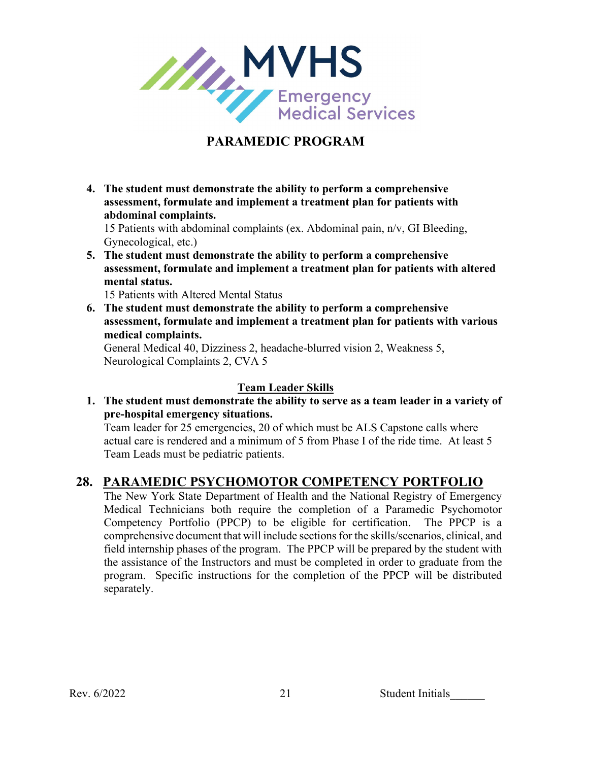# PARAMEDIC PROGRAM

4. **The student must demonstrate the ability to perform a comprehensive assessment, formulate and implement a treatment plan for patients with abdominal complaints.**
   15 Patients with abdominal complaints (ex. Abdominal pain, n/v, GI Bleeding, Gynecological, etc.)
5. **The student must demonstrate the ability to perform a comprehensive assessment, formulate and implement a treatment plan for patients with altered mental status.**
   15 Patients with Altered Mental Status
6. **The student must demonstrate the ability to perform a comprehensive assessment, formulate and implement a treatment plan for patients with various medical complaints.**
   General Medical 40, Dizziness 2, headache-blurred vision 2, Weakness 5, Neurological Complaints 2, CVA 5

### Team Leader Skills

1. **The student must demonstrate the ability to serve as a team leader in a variety of pre-hospital emergency situations.**
   Team leader for 25 emergencies, 20 of which must be ALS Capstone calls where actual care is rendered and a minimum of 5 from Phase I of the ride time. At least 5 Team Leads must be pediatric patients.

## 28. PARAMEDIC PSYCHOMOTOR COMPETENCY PORTFOLIO

The New York State Department of Health and the National Registry of Emergency Medical Technicians both require the completion of a Paramedic Psychomotor Competency Portfolio (PPCP) to be eligible for certification. The PPCP is a comprehensive document that will include sections for the skills/scenarios, clinical, and field internship phases of the program. The PPCP will be prepared by the student with the assistance of the Instructors and must be completed in order to graduate from the program. Specific instructions for the completion of the PPCP will be distributed separately.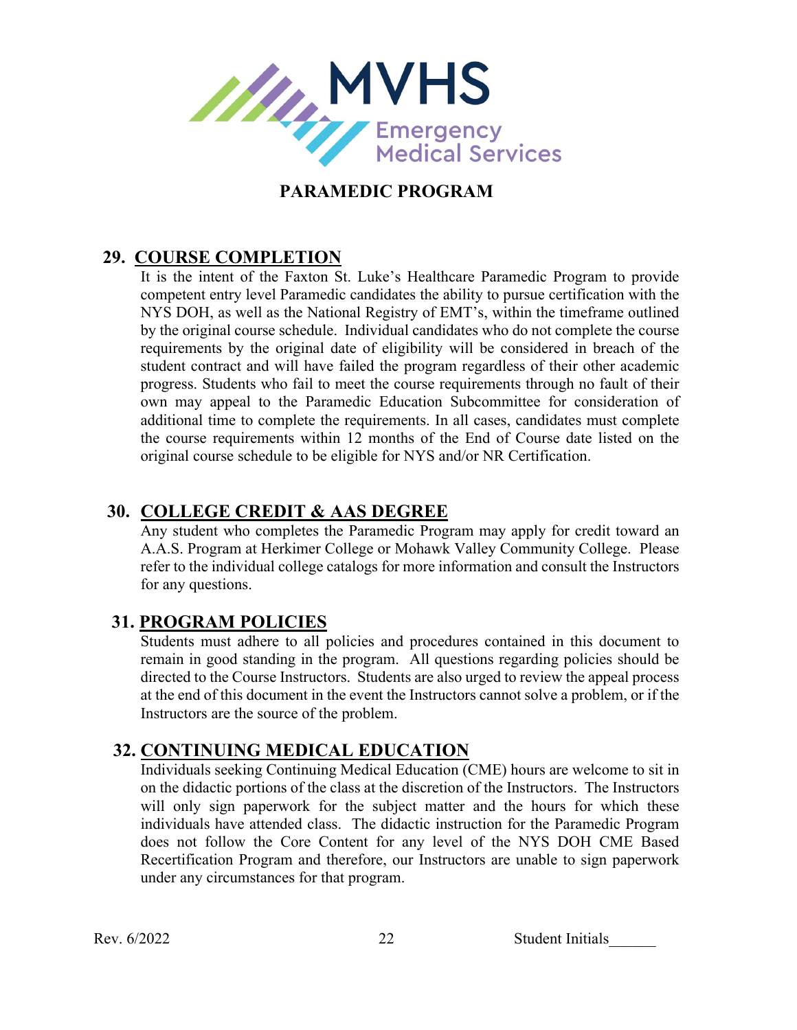**PARAMEDIC PROGRAM**

## 29. COURSE COMPLETION

It is the intent of the Faxton St. Luke's Healthcare Paramedic Program to provide competent entry level Paramedic candidates the ability to pursue certification with the NYS DOH, as well as the National Registry of EMT's, within the timeframe outlined by the original course schedule. Individual candidates who do not complete the course requirements by the original date of eligibility will be considered in breach of the student contract and will have failed the program regardless of their other academic progress. Students who fail to meet the course requirements through no fault of their own may appeal to the Paramedic Education Subcommittee for consideration of additional time to complete the requirements. In all cases, candidates must complete the course requirements within 12 months of the End of Course date listed on the original course schedule to be eligible for NYS and/or NR Certification.

## 30. COLLEGE CREDIT & AAS DEGREE

Any student who completes the Paramedic Program may apply for credit toward an A.A.S. Program at Herkimer College or Mohawk Valley Community College. Please refer to the individual college catalogs for more information and consult the Instructors for any questions.

## 31. PROGRAM POLICIES

Students must adhere to all policies and procedures contained in this document to remain in good standing in the program. All questions regarding policies should be directed to the Course Instructors. Students are also urged to review the appeal process at the end of this document in the event the Instructors cannot solve a problem, or if the Instructors are the source of the problem.

## 32. CONTINUING MEDICAL EDUCATION

Individuals seeking Continuing Medical Education (CME) hours are welcome to sit in on the didactic portions of the class at the discretion of the Instructors. The Instructors will only sign paperwork for the subject matter and the hours for which these individuals have attended class. The didactic instruction for the Paramedic Program does not follow the Core Content for any level of the NYS DOH CME Based Recertification Program and therefore, our Instructors are unable to sign paperwork under any circumstances for that program.

Rev. 6/2022 Student Initials______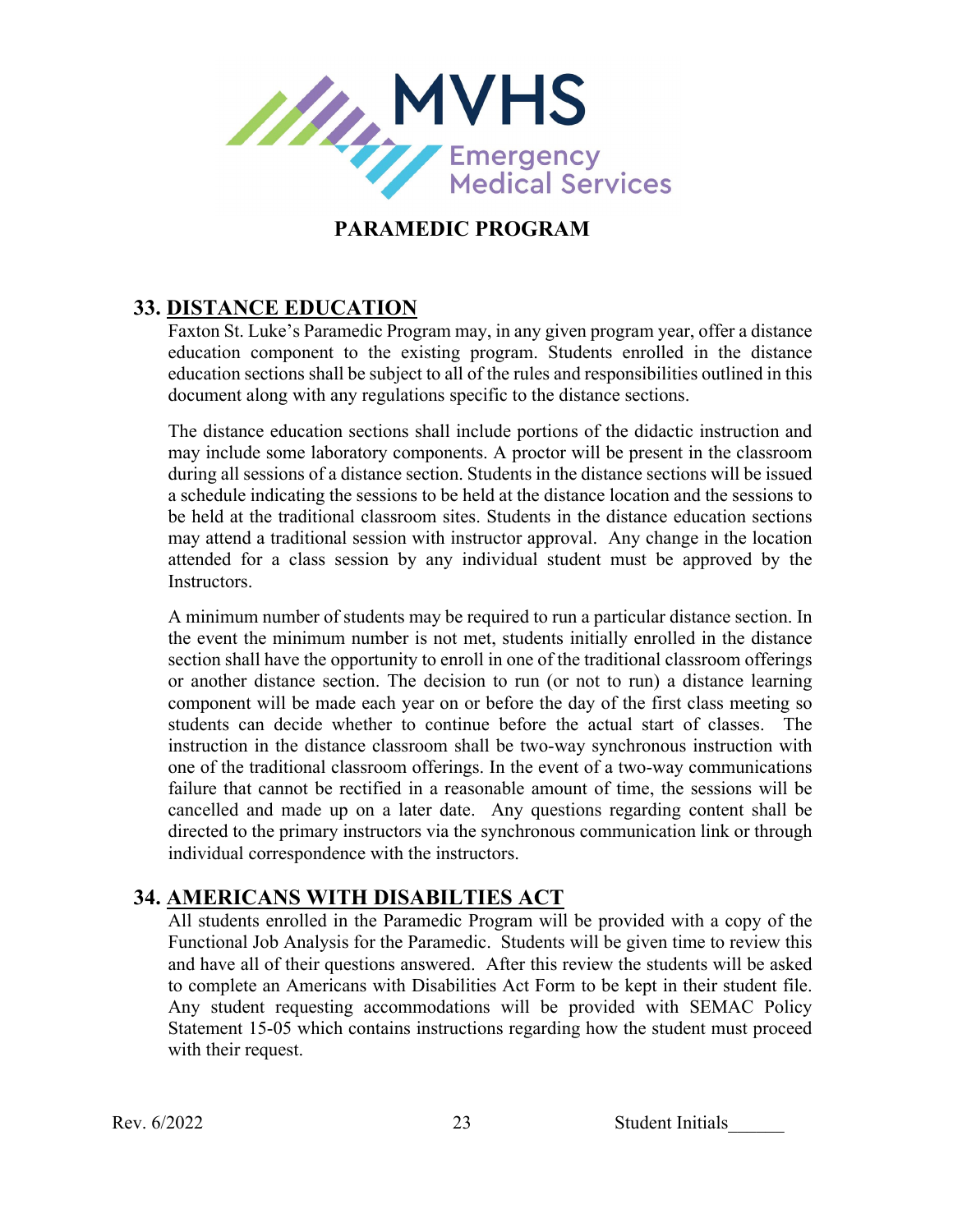## PARAMEDIC PROGRAM

## 33. DISTANCE EDUCATION

Faxton St. Luke's Paramedic Program may, in any given program year, offer a distance education component to the existing program. Students enrolled in the distance education sections shall be subject to all of the rules and responsibilities outlined in this document along with any regulations specific to the distance sections.

The distance education sections shall include portions of the didactic instruction and may include some laboratory components. A proctor will be present in the classroom during all sessions of a distance section. Students in the distance sections will be issued a schedule indicating the sessions to be held at the distance location and the sessions to be held at the traditional classroom sites. Students in the distance education sections may attend a traditional session with instructor approval. Any change in the location attended for a class session by any individual student must be approved by the Instructors.

A minimum number of students may be required to run a particular distance section. In the event the minimum number is not met, students initially enrolled in the distance section shall have the opportunity to enroll in one of the traditional classroom offerings or another distance section. The decision to run (or not to run) a distance learning component will be made each year on or before the day of the first class meeting so students can decide whether to continue before the actual start of classes. The instruction in the distance classroom shall be two-way synchronous instruction with one of the traditional classroom offerings. In the event of a two-way communications failure that cannot be rectified in a reasonable amount of time, the sessions will be cancelled and made up on a later date. Any questions regarding content shall be directed to the primary instructors via the synchronous communication link or through individual correspondence with the instructors.

## 34. AMERICANS WITH DISABILTIES ACT

All students enrolled in the Paramedic Program will be provided with a copy of the Functional Job Analysis for the Paramedic. Students will be given time to review this and have all of their questions answered. After this review the students will be asked to complete an Americans with Disabilities Act Form to be kept in their student file. Any student requesting accommodations will be provided with SEMAC Policy Statement 15-05 which contains instructions regarding how the student must proceed with their request.

Rev. 6/2022 Student Initials______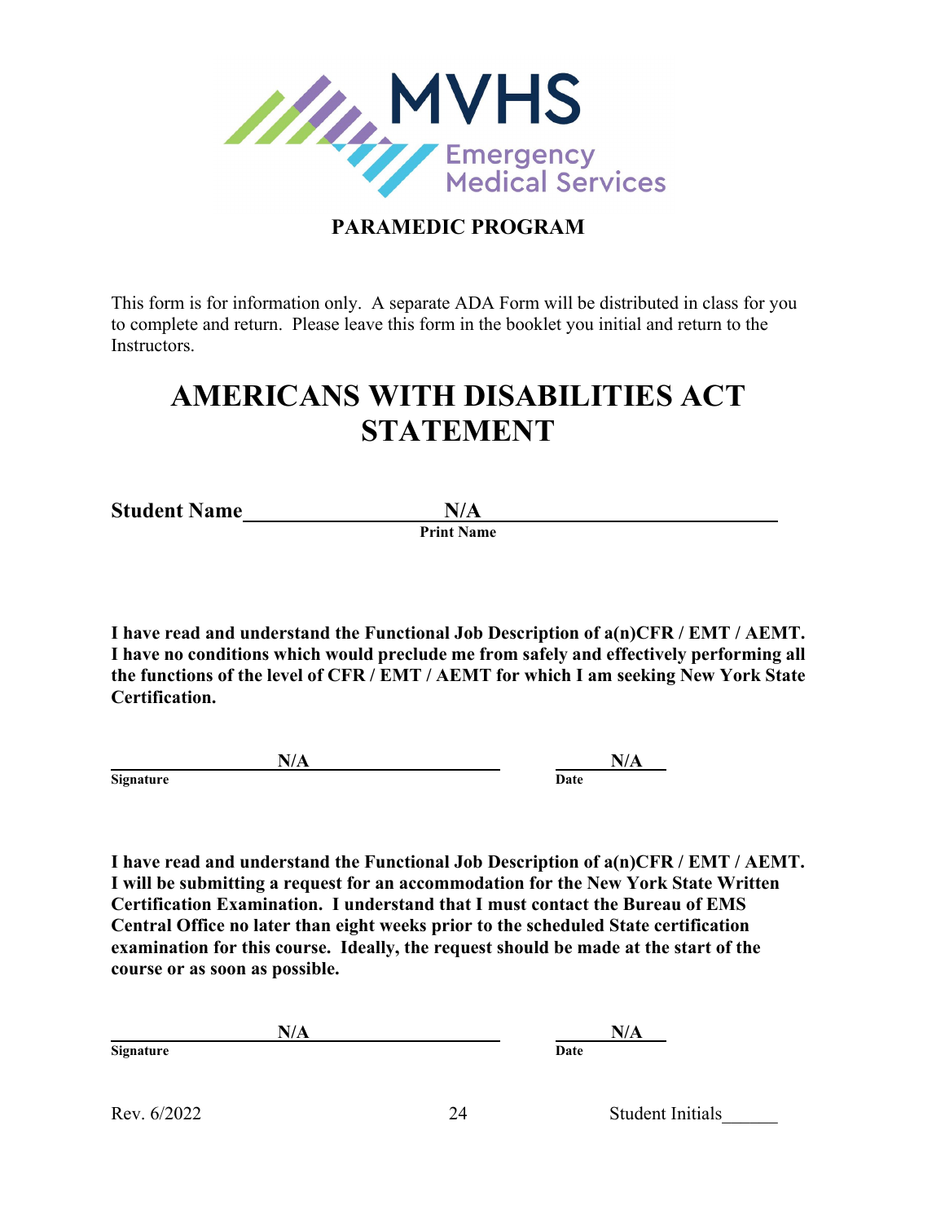MVHS Emergency Medical Services

**PARAMEDIC PROGRAM**

This form is for information only. A separate ADA Form will be distributed in class for you to complete and return. Please leave this form in the booklet you initial and return to the Instructors.

# AMERICANS WITH DISABILITIES ACT STATEMENT

**Student Name** **N/A**
**Print Name**

**I have read and understand the Functional Job Description of a(n)CFR / EMT / AEMT. I have no conditions which would preclude me from safely and effectively performing all the functions of the level of CFR / EMT / AEMT for which I am seeking New York State Certification.**

**N/A** **N/A**
**Signature** **Date**

**I have read and understand the Functional Job Description of a(n)CFR / EMT / AEMT. I will be submitting a request for an accommodation for the New York State Written Certification Examination. I understand that I must contact the Bureau of EMS Central Office no later than eight weeks prior to the scheduled State certification examination for this course. Ideally, the request should be made at the start of the course or as soon as possible.**

**N/A** **N/A**
**Signature** **Date**

Rev. 6/2022

Student Initials______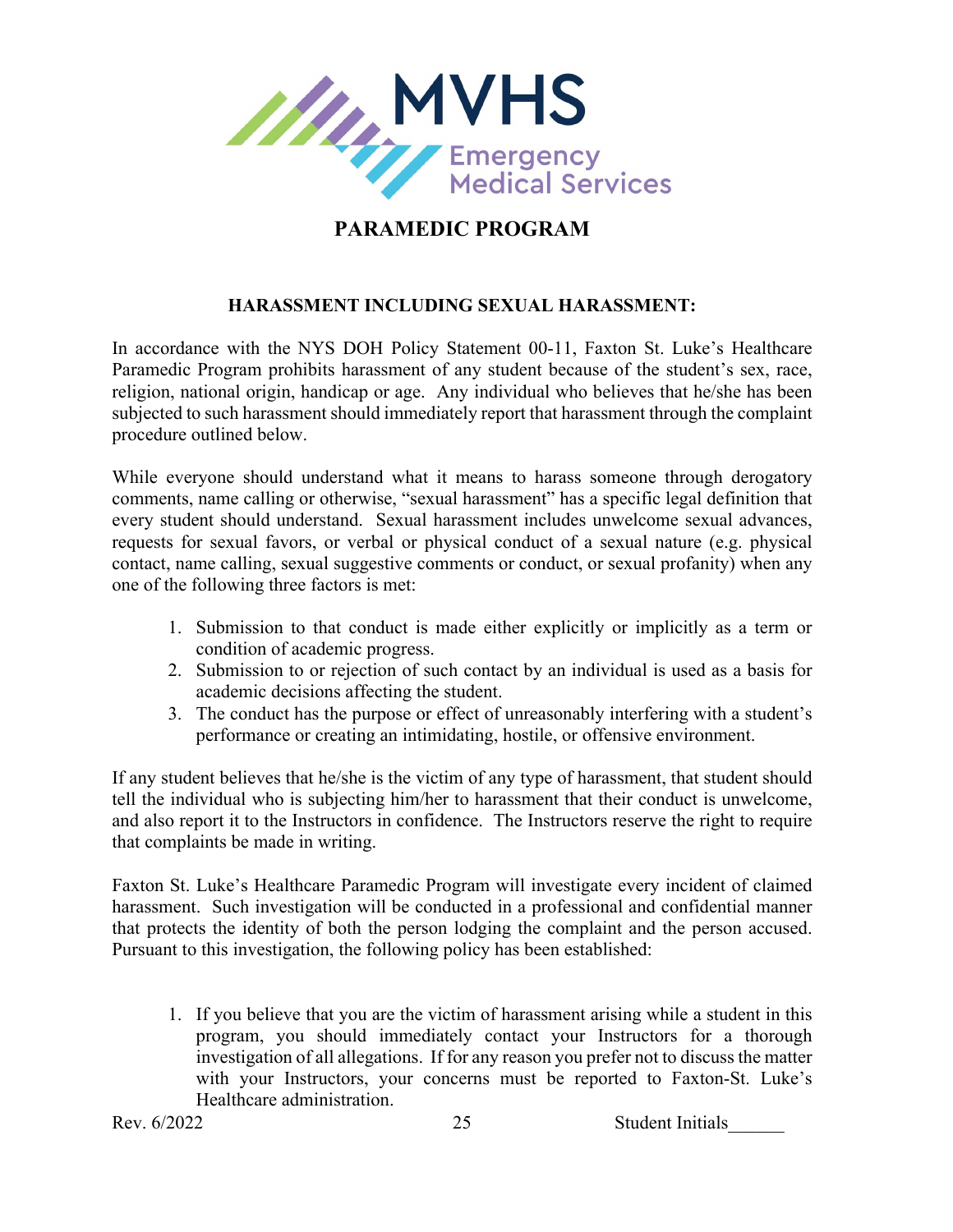# PARAMEDIC PROGRAM

## HARASSMENT INCLUDING SEXUAL HARASSMENT:

In accordance with the NYS DOH Policy Statement 00-11, Faxton St. Luke's Healthcare Paramedic Program prohibits harassment of any student because of the student's sex, race, religion, national origin, handicap or age. Any individual who believes that he/she has been subjected to such harassment should immediately report that harassment through the complaint procedure outlined below.

While everyone should understand what it means to harass someone through derogatory comments, name calling or otherwise, "sexual harassment" has a specific legal definition that every student should understand. Sexual harassment includes unwelcome sexual advances, requests for sexual favors, or verbal or physical conduct of a sexual nature (e.g. physical contact, name calling, sexual suggestive comments or conduct, or sexual profanity) when any one of the following three factors is met:

1. Submission to that conduct is made either explicitly or implicitly as a term or condition of academic progress.
2. Submission to or rejection of such contact by an individual is used as a basis for academic decisions affecting the student.
3. The conduct has the purpose or effect of unreasonably interfering with a student's performance or creating an intimidating, hostile, or offensive environment.

If any student believes that he/she is the victim of any type of harassment, that student should tell the individual who is subjecting him/her to harassment that their conduct is unwelcome, and also report it to the Instructors in confidence. The Instructors reserve the right to require that complaints be made in writing.

Faxton St. Luke's Healthcare Paramedic Program will investigate every incident of claimed harassment. Such investigation will be conducted in a professional and confidential manner that protects the identity of both the person lodging the complaint and the person accused. Pursuant to this investigation, the following policy has been established:

1. If you believe that you are the victim of harassment arising while a student in this program, you should immediately contact your Instructors for a thorough investigation of all allegations. If for any reason you prefer not to discuss the matter with your Instructors, your concerns must be reported to Faxton-St. Luke's Healthcare administration.

Rev. 6/2022 Student Initials______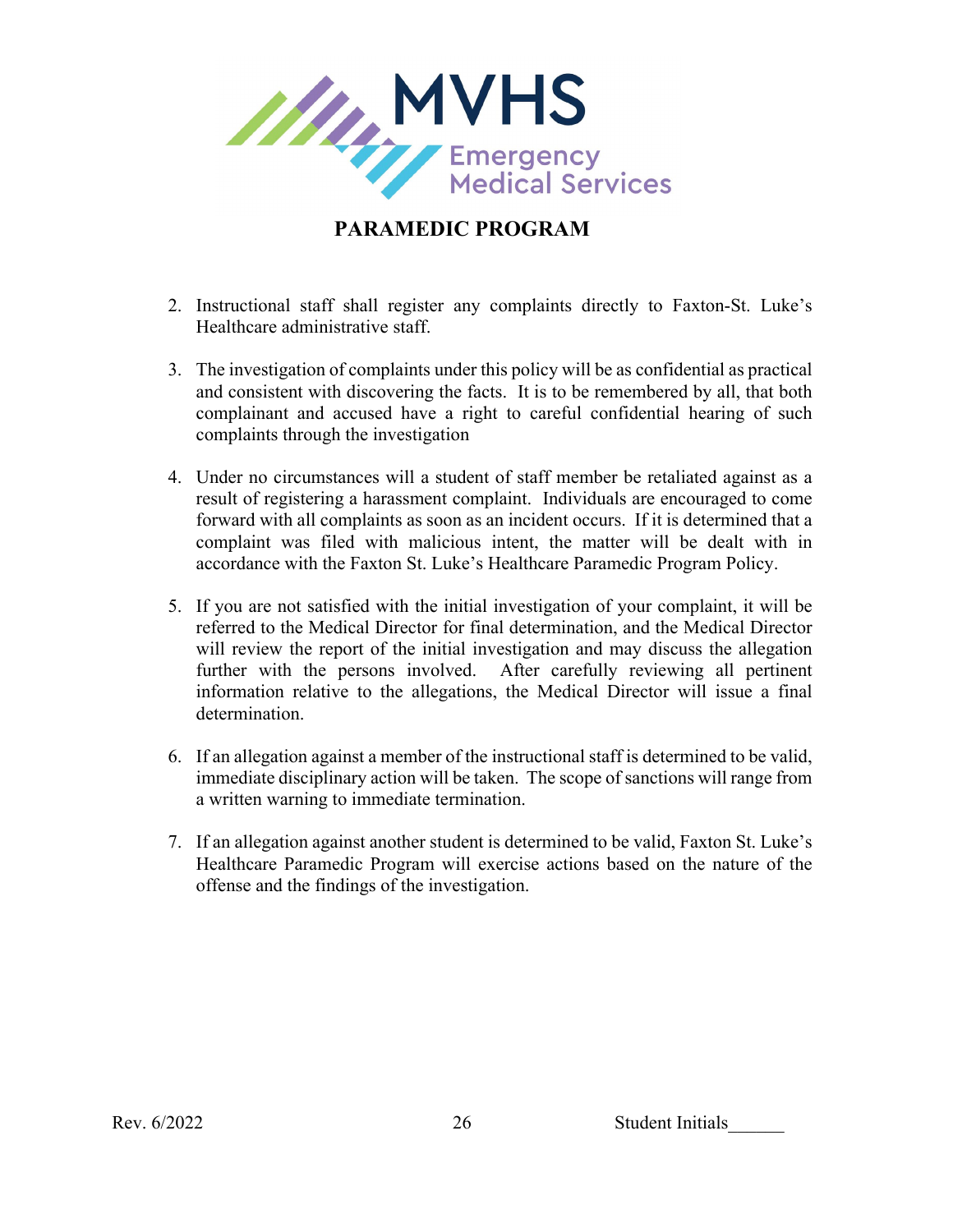## PARAMEDIC PROGRAM

2. Instructional staff shall register any complaints directly to Faxton-St. Luke's Healthcare administrative staff.

3. The investigation of complaints under this policy will be as confidential as practical and consistent with discovering the facts. It is to be remembered by all, that both complainant and accused have a right to careful confidential hearing of such complaints through the investigation

4. Under no circumstances will a student of staff member be retaliated against as a result of registering a harassment complaint. Individuals are encouraged to come forward with all complaints as soon as an incident occurs. If it is determined that a complaint was filed with malicious intent, the matter will be dealt with in accordance with the Faxton St. Luke's Healthcare Paramedic Program Policy.

5. If you are not satisfied with the initial investigation of your complaint, it will be referred to the Medical Director for final determination, and the Medical Director will review the report of the initial investigation and may discuss the allegation further with the persons involved. After carefully reviewing all pertinent information relative to the allegations, the Medical Director will issue a final determination.

6. If an allegation against a member of the instructional staff is determined to be valid, immediate disciplinary action will be taken. The scope of sanctions will range from a written warning to immediate termination.

7. If an allegation against another student is determined to be valid, Faxton St. Luke's Healthcare Paramedic Program will exercise actions based on the nature of the offense and the findings of the investigation.

Rev. 6/2022 Student Initials______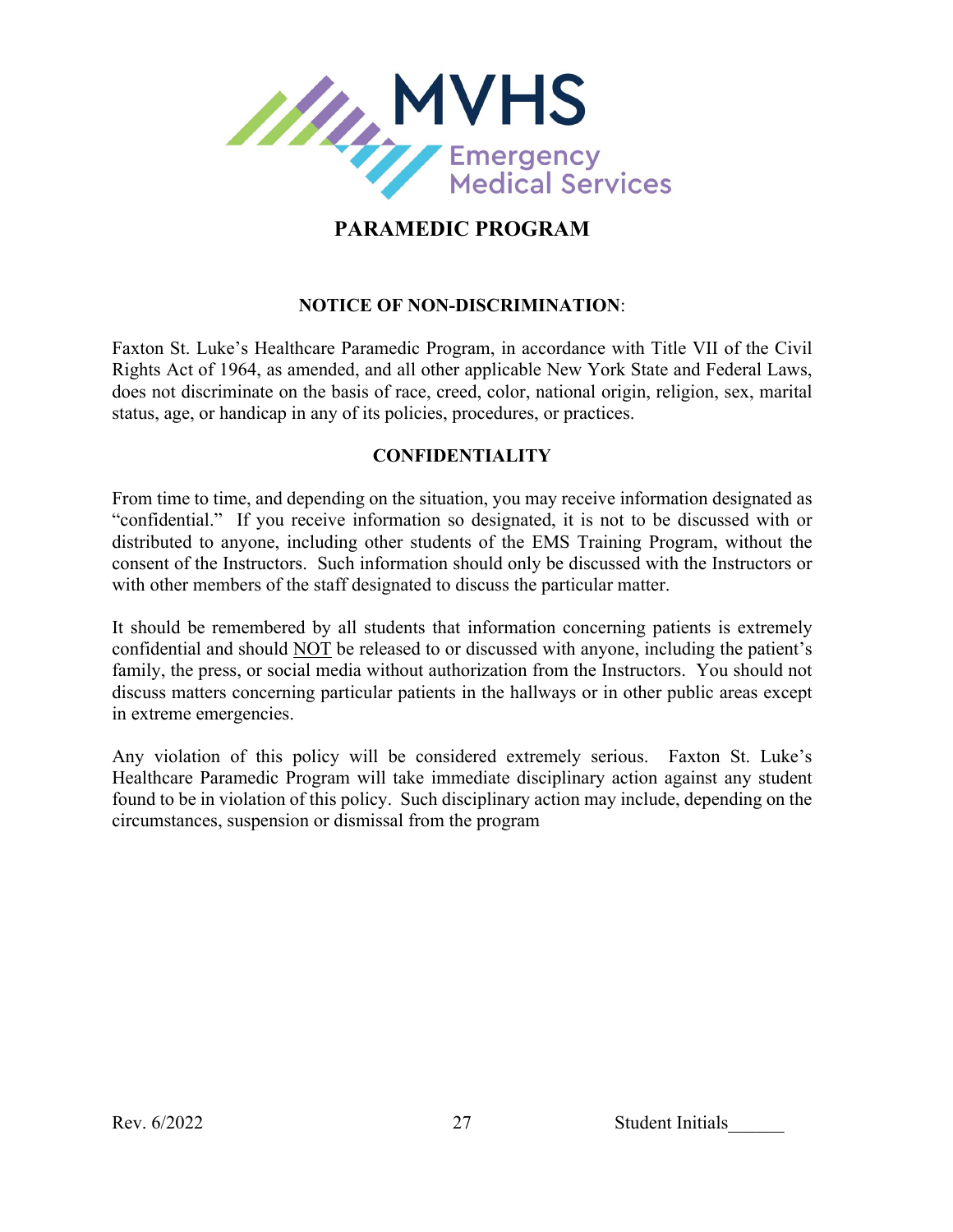MVHS Emergency Medical Services

# PARAMEDIC PROGRAM

## NOTICE OF NON-DISCRIMINATION:

Faxton St. Luke's Healthcare Paramedic Program, in accordance with Title VII of the Civil Rights Act of 1964, as amended, and all other applicable New York State and Federal Laws, does not discriminate on the basis of race, creed, color, national origin, religion, sex, marital status, age, or handicap in any of its policies, procedures, or practices.

## CONFIDENTIALITY

From time to time, and depending on the situation, you may receive information designated as "confidential." If you receive information so designated, it is not to be discussed with or distributed to anyone, including other students of the EMS Training Program, without the consent of the Instructors. Such information should only be discussed with the Instructors or with other members of the staff designated to discuss the particular matter.

It should be remembered by all students that information concerning patients is extremely confidential and should NOT be released to or discussed with anyone, including the patient's family, the press, or social media without authorization from the Instructors. You should not discuss matters concerning particular patients in the hallways or in other public areas except in extreme emergencies.

Any violation of this policy will be considered extremely serious. Faxton St. Luke's Healthcare Paramedic Program will take immediate disciplinary action against any student found to be in violation of this policy. Such disciplinary action may include, depending on the circumstances, suspension or dismissal from the program

Rev. 6/2022 Student Initials______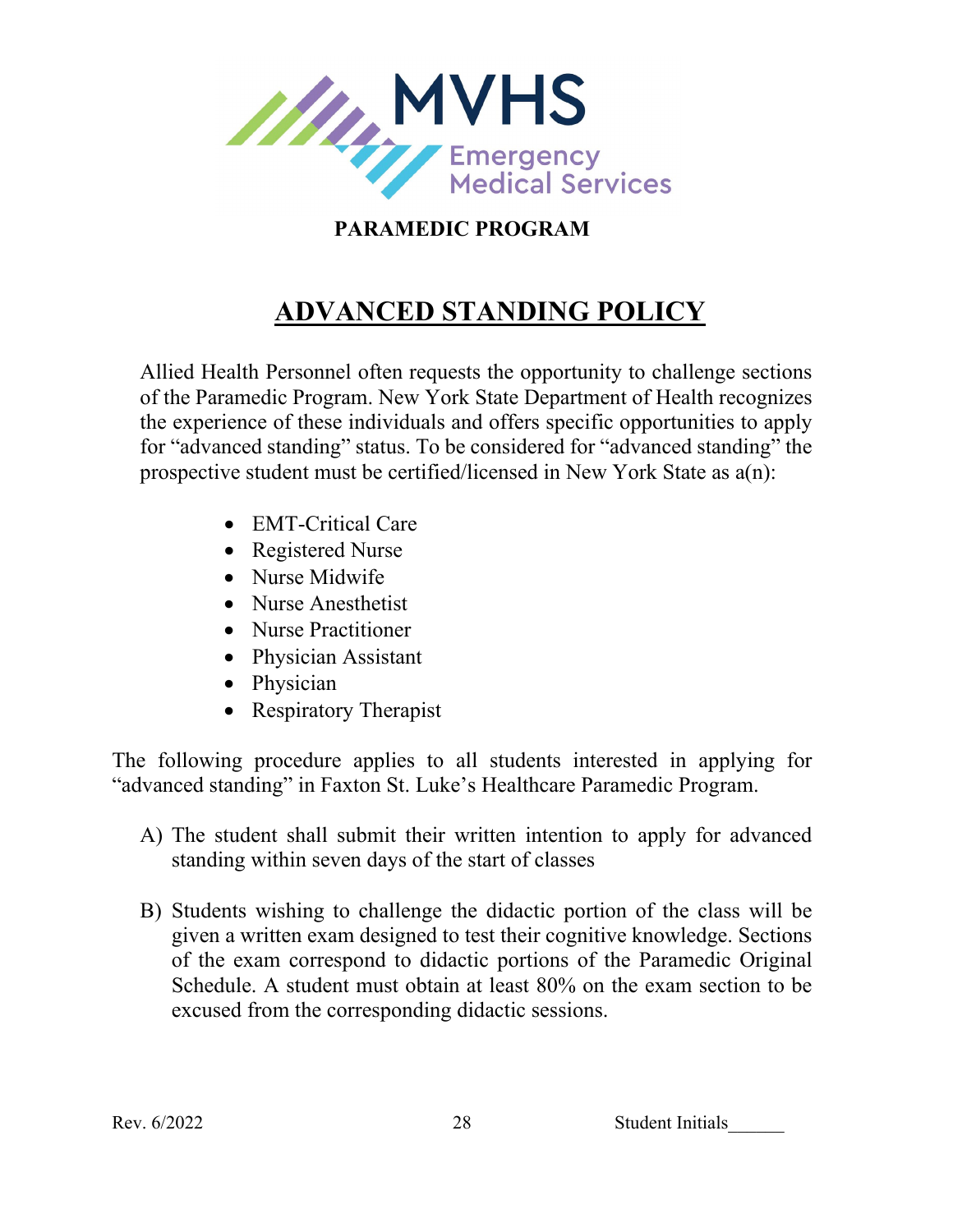MVHS Emergency Medical Services

**PARAMEDIC PROGRAM**

# ADVANCED STANDING POLICY

Allied Health Personnel often requests the opportunity to challenge sections of the Paramedic Program. New York State Department of Health recognizes the experience of these individuals and offers specific opportunities to apply for "advanced standing" status. To be considered for "advanced standing" the prospective student must be certified/licensed in New York State as a(n):

- EMT-Critical Care
- Registered Nurse
- Nurse Midwife
- Nurse Anesthetist
- Nurse Practitioner
- Physician Assistant
- Physician
- Respiratory Therapist

The following procedure applies to all students interested in applying for "advanced standing" in Faxton St. Luke's Healthcare Paramedic Program.

A) The student shall submit their written intention to apply for advanced standing within seven days of the start of classes

B) Students wishing to challenge the didactic portion of the class will be given a written exam designed to test their cognitive knowledge. Sections of the exam correspond to didactic portions of the Paramedic Original Schedule. A student must obtain at least 80% on the exam section to be excused from the corresponding didactic sessions.

Rev. 6/2022 Student Initials______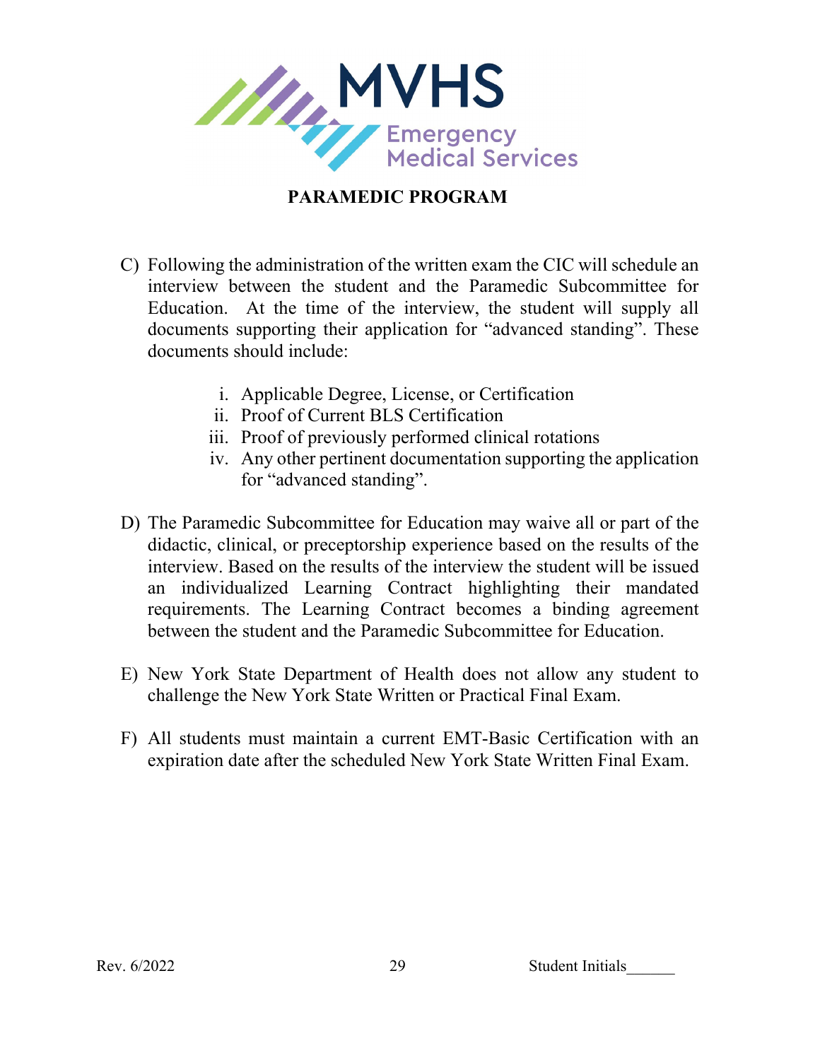**PARAMEDIC PROGRAM**

C) Following the administration of the written exam the CIC will schedule an interview between the student and the Paramedic Subcommittee for Education. At the time of the interview, the student will supply all documents supporting their application for "advanced standing". These documents should include:

   i. Applicable Degree, License, or Certification
   ii. Proof of Current BLS Certification
   iii. Proof of previously performed clinical rotations
   iv. Any other pertinent documentation supporting the application for "advanced standing".

D) The Paramedic Subcommittee for Education may waive all or part of the didactic, clinical, or preceptorship experience based on the results of the interview. Based on the results of the interview the student will be issued an individualized Learning Contract highlighting their mandated requirements. The Learning Contract becomes a binding agreement between the student and the Paramedic Subcommittee for Education.

E) New York State Department of Health does not allow any student to challenge the New York State Written or Practical Final Exam.

F) All students must maintain a current EMT-Basic Certification with an expiration date after the scheduled New York State Written Final Exam.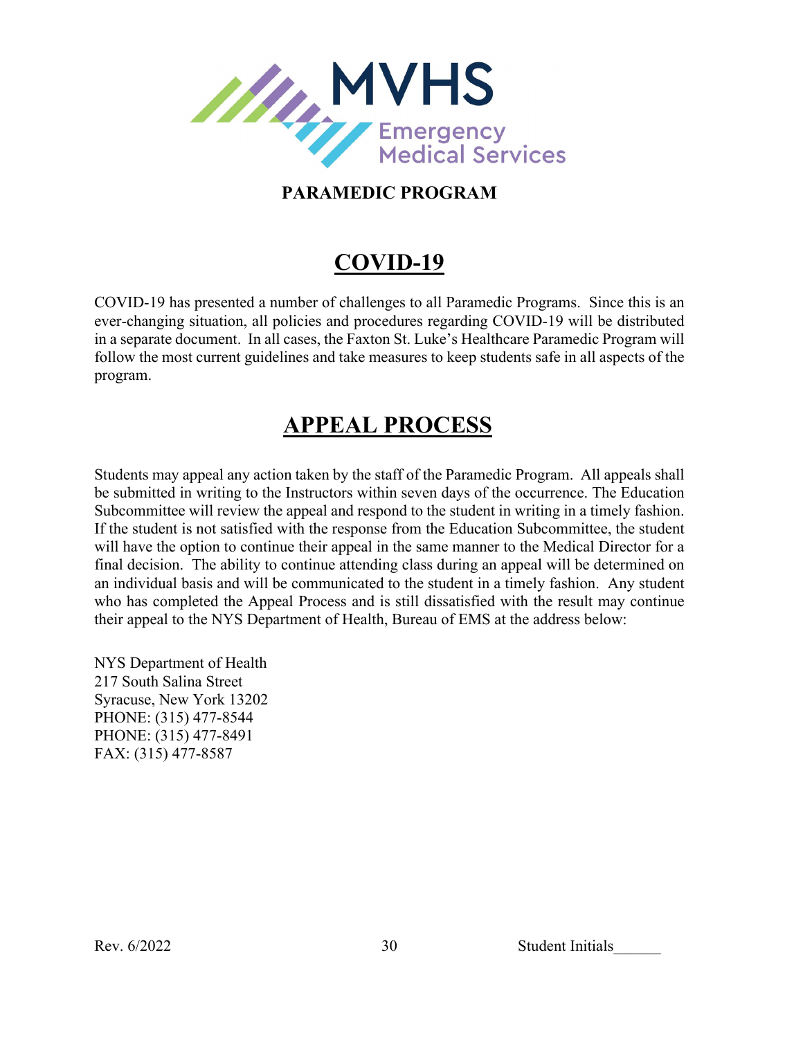MVHS
Emergency Medical Services

**PARAMEDIC PROGRAM**

# COVID-19

COVID-19 has presented a number of challenges to all Paramedic Programs. Since this is an ever-changing situation, all policies and procedures regarding COVID-19 will be distributed in a separate document. In all cases, the Faxton St. Luke's Healthcare Paramedic Program will follow the most current guidelines and take measures to keep students safe in all aspects of the program.

# APPEAL PROCESS

Students may appeal any action taken by the staff of the Paramedic Program. All appeals shall be submitted in writing to the Instructors within seven days of the occurrence. The Education Subcommittee will review the appeal and respond to the student in writing in a timely fashion. If the student is not satisfied with the response from the Education Subcommittee, the student will have the option to continue their appeal in the same manner to the Medical Director for a final decision. The ability to continue attending class during an appeal will be determined on an individual basis and will be communicated to the student in a timely fashion. Any student who has completed the Appeal Process and is still dissatisfied with the result may continue their appeal to the NYS Department of Health, Bureau of EMS at the address below:

NYS Department of Health
217 South Salina Street
Syracuse, New York 13202
PHONE: (315) 477-8544
PHONE: (315) 477-8491
FAX: (315) 477-8587

Rev. 6/2022

Student Initials______